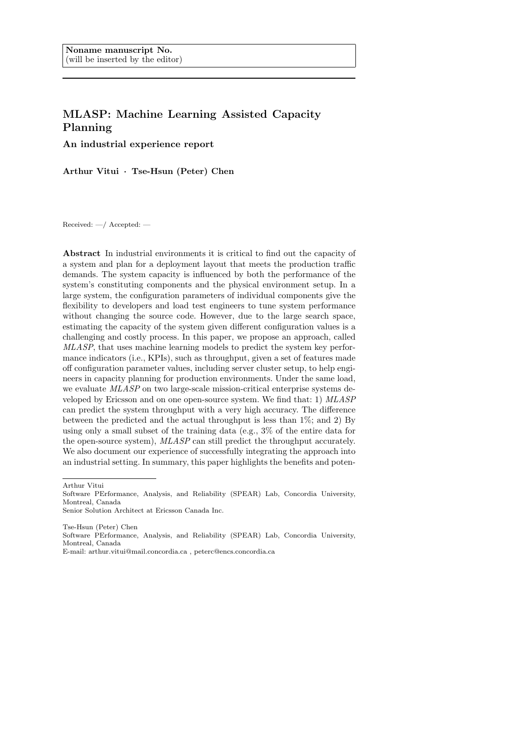Noname manuscript No.
(will be inserted by the editor)

# MLASP: Machine Learning Assisted Capacity Planning

**An industrial experience report**

**Arthur Vitui · Tse-Hsun (Peter) Chen**

Received: —/ Accepted: —

**Abstract** In industrial environments it is critical to find out the capacity of a system and plan for a deployment layout that meets the production traffic demands. The system capacity is influenced by both the performance of the system's constituting components and the physical environment setup. In a large system, the configuration parameters of individual components give the flexibility to developers and load test engineers to tune system performance without changing the source code. However, due to the large search space, estimating the capacity of the system given different configuration values is a challenging and costly process. In this paper, we propose an approach, called *MLASP*, that uses machine learning models to predict the system key performance indicators (i.e., KPIs), such as throughput, given a set of features made off configuration parameter values, including server cluster setup, to help engineers in capacity planning for production environments. Under the same load, we evaluate *MLASP* on two large-scale mission-critical enterprise systems developed by Ericsson and on one open-source system. We find that: 1) *MLASP* can predict the system throughput with a very high accuracy. The difference between the predicted and the actual throughput is less than 1%; and 2) By using only a small subset of the training data (e.g., 3% of the entire data for the open-source system), *MLASP* can still predict the throughput accurately. We also document our experience of successfully integrating the approach into an industrial setting. In summary, this paper highlights the benefits and poten-

---

Arthur Vitui
Software PErformance, Analysis, and Reliability (SPEAR) Lab, Concordia University, Montreal, Canada
Senior Solution Architect at Ericsson Canada Inc.

Tse-Hsun (Peter) Chen
Software PErformance, Analysis, and Reliability (SPEAR) Lab, Concordia University, Montreal, Canada
E-mail: arthur.vitui@mail.concordia.ca , peterc@encs.concordia.ca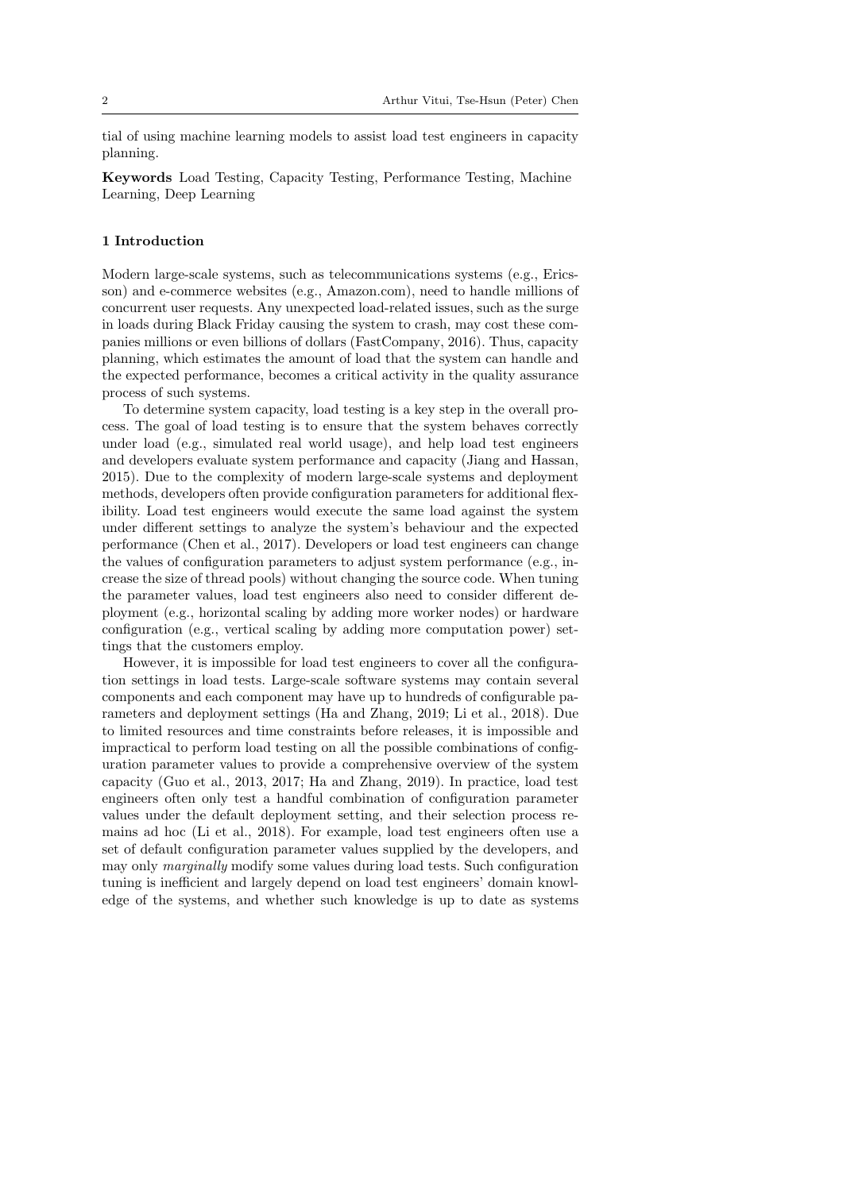tial of using machine learning models to assist load test engineers in capacity planning.

**Keywords** Load Testing, Capacity Testing, Performance Testing, Machine Learning, Deep Learning

## 1 Introduction

Modern large-scale systems, such as telecommunications systems (e.g., Ericsson) and e-commerce websites (e.g., Amazon.com), need to handle millions of concurrent user requests. Any unexpected load-related issues, such as the surge in loads during Black Friday causing the system to crash, may cost these companies millions or even billions of dollars (FastCompany, 2016). Thus, capacity planning, which estimates the amount of load that the system can handle and the expected performance, becomes a critical activity in the quality assurance process of such systems.

To determine system capacity, load testing is a key step in the overall process. The goal of load testing is to ensure that the system behaves correctly under load (e.g., simulated real world usage), and help load test engineers and developers evaluate system performance and capacity (Jiang and Hassan, 2015). Due to the complexity of modern large-scale systems and deployment methods, developers often provide configuration parameters for additional flexibility. Load test engineers would execute the same load against the system under different settings to analyze the system's behaviour and the expected performance (Chen et al., 2017). Developers or load test engineers can change the values of configuration parameters to adjust system performance (e.g., increase the size of thread pools) without changing the source code. When tuning the parameter values, load test engineers also need to consider different deployment (e.g., horizontal scaling by adding more worker nodes) or hardware configuration (e.g., vertical scaling by adding more computation power) settings that the customers employ.

However, it is impossible for load test engineers to cover all the configuration settings in load tests. Large-scale software systems may contain several components and each component may have up to hundreds of configurable parameters and deployment settings (Ha and Zhang, 2019; Li et al., 2018). Due to limited resources and time constraints before releases, it is impossible and impractical to perform load testing on all the possible combinations of configuration parameter values to provide a comprehensive overview of the system capacity (Guo et al., 2013, 2017; Ha and Zhang, 2019). In practice, load test engineers often only test a handful combination of configuration parameter values under the default deployment setting, and their selection process remains ad hoc (Li et al., 2018). For example, load test engineers often use a set of default configuration parameter values supplied by the developers, and may only *marginally* modify some values during load tests. Such configuration tuning is inefficient and largely depend on load test engineers' domain knowledge of the systems, and whether such knowledge is up to date as systems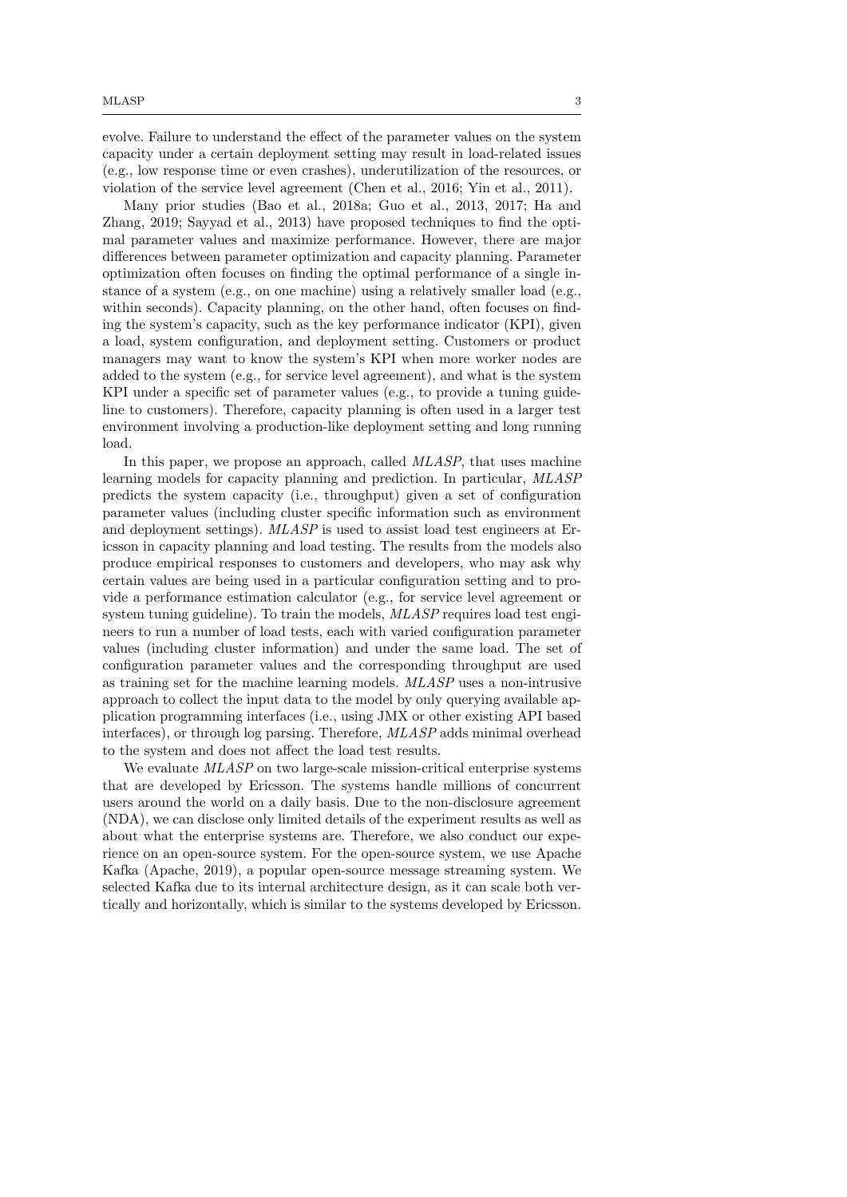evolve. Failure to understand the effect of the parameter values on the system capacity under a certain deployment setting may result in load-related issues (e.g., low response time or even crashes), underutilization of the resources, or violation of the service level agreement (Chen et al., 2016; Yin et al., 2011).

Many prior studies (Bao et al., 2018a; Guo et al., 2013, 2017; Ha and Zhang, 2019; Sayyad et al., 2013) have proposed techniques to find the optimal parameter values and maximize performance. However, there are major differences between parameter optimization and capacity planning. Parameter optimization often focuses on finding the optimal performance of a single instance of a system (e.g., on one machine) using a relatively smaller load (e.g., within seconds). Capacity planning, on the other hand, often focuses on finding the system's capacity, such as the key performance indicator (KPI), given a load, system configuration, and deployment setting. Customers or product managers may want to know the system's KPI when more worker nodes are added to the system (e.g., for service level agreement), and what is the system KPI under a specific set of parameter values (e.g., to provide a tuning guideline to customers). Therefore, capacity planning is often used in a larger test environment involving a production-like deployment setting and long running load.

In this paper, we propose an approach, called *MLASP*, that uses machine learning models for capacity planning and prediction. In particular, *MLASP* predicts the system capacity (i.e., throughput) given a set of configuration parameter values (including cluster specific information such as environment and deployment settings). *MLASP* is used to assist load test engineers at Ericsson in capacity planning and load testing. The results from the models also produce empirical responses to customers and developers, who may ask why certain values are being used in a particular configuration setting and to provide a performance estimation calculator (e.g., for service level agreement or system tuning guideline). To train the models, *MLASP* requires load test engineers to run a number of load tests, each with varied configuration parameter values (including cluster information) and under the same load. The set of configuration parameter values and the corresponding throughput are used as training set for the machine learning models. *MLASP* uses a non-intrusive approach to collect the input data to the model by only querying available application programming interfaces (i.e., using JMX or other existing API based interfaces), or through log parsing. Therefore, *MLASP* adds minimal overhead to the system and does not affect the load test results.

We evaluate *MLASP* on two large-scale mission-critical enterprise systems that are developed by Ericsson. The systems handle millions of concurrent users around the world on a daily basis. Due to the non-disclosure agreement (NDA), we can disclose only limited details of the experiment results as well as about what the enterprise systems are. Therefore, we also conduct our experience on an open-source system. For the open-source system, we use Apache Kafka (Apache, 2019), a popular open-source message streaming system. We selected Kafka due to its internal architecture design, as it can scale both vertically and horizontally, which is similar to the systems developed by Ericsson.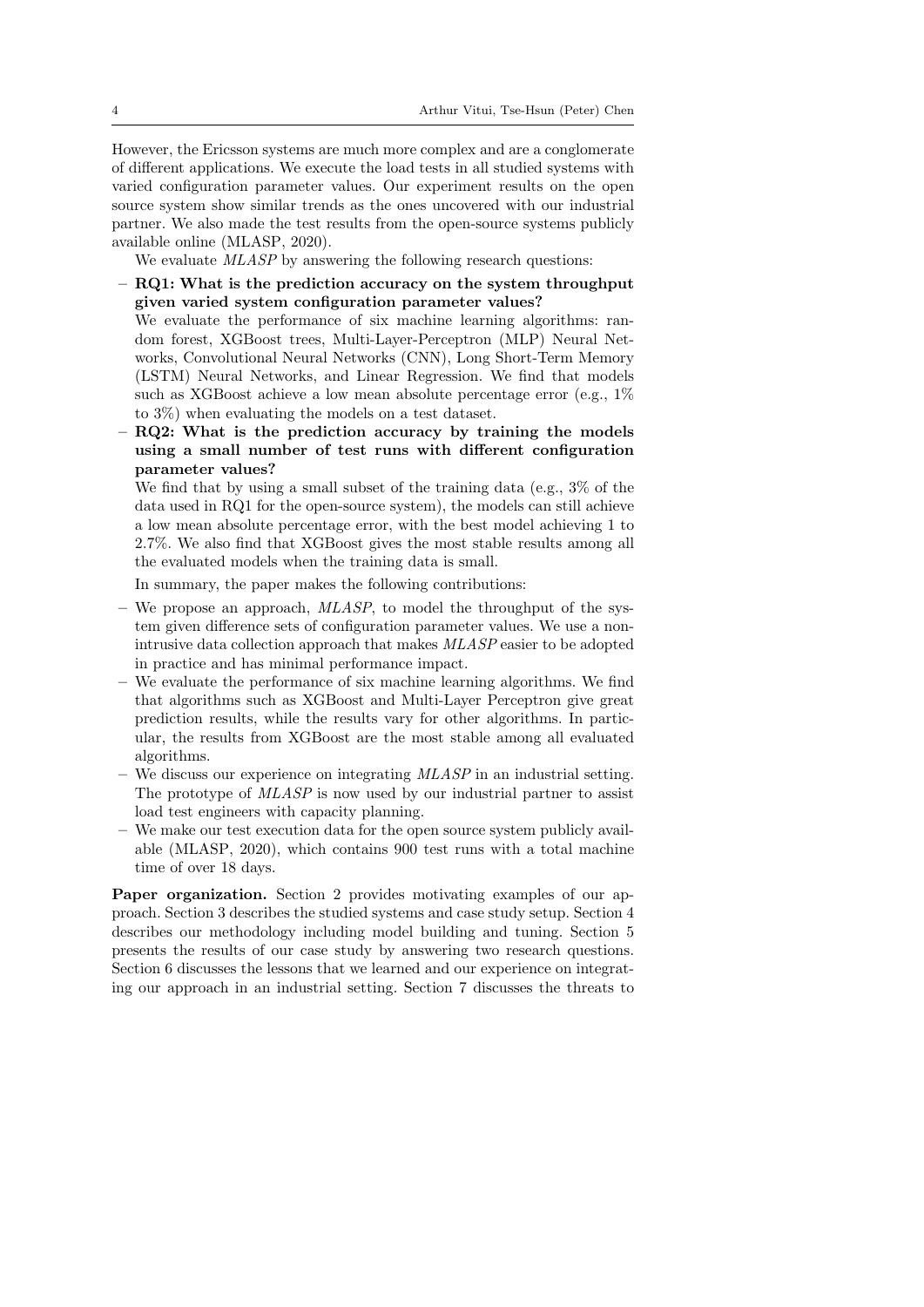However, the Ericsson systems are much more complex and are a conglomerate of different applications. We execute the load tests in all studied systems with varied configuration parameter values. Our experiment results on the open source system show similar trends as the ones uncovered with our industrial partner. We also made the test results from the open-source systems publicly available online (MLASP, 2020).

We evaluate *MLASP* by answering the following research questions:

- **RQ1: What is the prediction accuracy on the system throughput given varied system configuration parameter values?**
  We evaluate the performance of six machine learning algorithms: random forest, XGBoost trees, Multi-Layer-Perceptron (MLP) Neural Networks, Convolutional Neural Networks (CNN), Long Short-Term Memory (LSTM) Neural Networks, and Linear Regression. We find that models such as XGBoost achieve a low mean absolute percentage error (e.g., 1% to 3%) when evaluating the models on a test dataset.
- **RQ2: What is the prediction accuracy by training the models using a small number of test runs with different configuration parameter values?**
  We find that by using a small subset of the training data (e.g., 3% of the data used in RQ1 for the open-source system), the models can still achieve a low mean absolute percentage error, with the best model achieving 1 to 2.7%. We also find that XGBoost gives the most stable results among all the evaluated models when the training data is small.

In summary, the paper makes the following contributions:

- We propose an approach, *MLASP*, to model the throughput of the system given difference sets of configuration parameter values. We use a non-intrusive data collection approach that makes *MLASP* easier to be adopted in practice and has minimal performance impact.
- We evaluate the performance of six machine learning algorithms. We find that algorithms such as XGBoost and Multi-Layer Perceptron give great prediction results, while the results vary for other algorithms. In particular, the results from XGBoost are the most stable among all evaluated algorithms.
- We discuss our experience on integrating *MLASP* in an industrial setting. The prototype of *MLASP* is now used by our industrial partner to assist load test engineers with capacity planning.
- We make our test execution data for the open source system publicly available (MLASP, 2020), which contains 900 test runs with a total machine time of over 18 days.

**Paper organization.** Section 2 provides motivating examples of our approach. Section 3 describes the studied systems and case study setup. Section 4 describes our methodology including model building and tuning. Section 5 presents the results of our case study by answering two research questions. Section 6 discusses the lessons that we learned and our experience on integrating our approach in an industrial setting. Section 7 discusses the threats to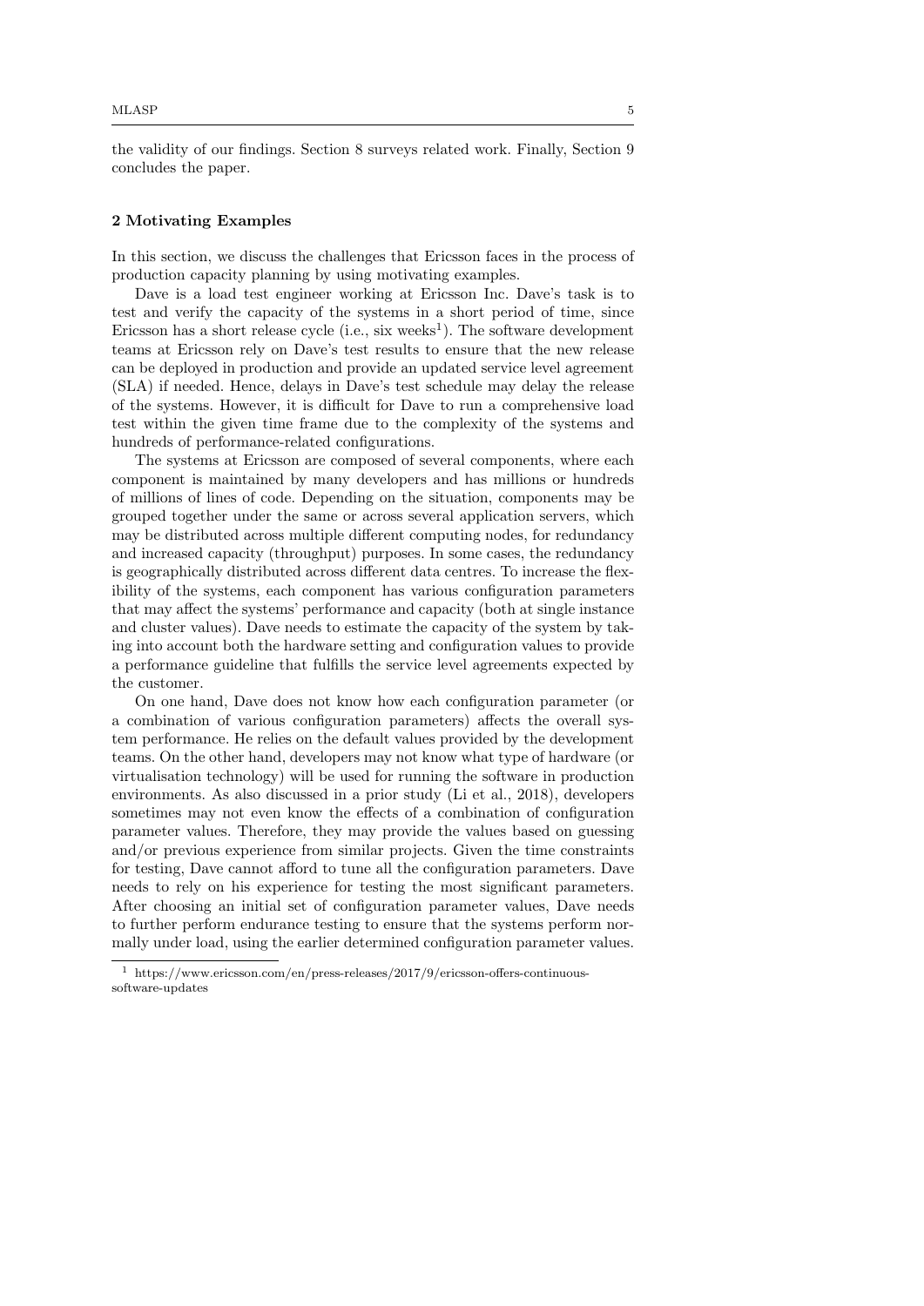the validity of our findings. Section 8 surveys related work. Finally, Section 9 concludes the paper.

## 2 Motivating Examples

In this section, we discuss the challenges that Ericsson faces in the process of production capacity planning by using motivating examples.

Dave is a load test engineer working at Ericsson Inc. Dave's task is to test and verify the capacity of the systems in a short period of time, since Ericsson has a short release cycle (i.e., six weeks[1]). The software development teams at Ericsson rely on Dave's test results to ensure that the new release can be deployed in production and provide an updated service level agreement (SLA) if needed. Hence, delays in Dave's test schedule may delay the release of the systems. However, it is difficult for Dave to run a comprehensive load test within the given time frame due to the complexity of the systems and hundreds of performance-related configurations.

The systems at Ericsson are composed of several components, where each component is maintained by many developers and has millions or hundreds of millions of lines of code. Depending on the situation, components may be grouped together under the same or across several application servers, which may be distributed across multiple different computing nodes, for redundancy and increased capacity (throughput) purposes. In some cases, the redundancy is geographically distributed across different data centres. To increase the flexibility of the systems, each component has various configuration parameters that may affect the systems' performance and capacity (both at single instance and cluster values). Dave needs to estimate the capacity of the system by taking into account both the hardware setting and configuration values to provide a performance guideline that fulfills the service level agreements expected by the customer.

On one hand, Dave does not know how each configuration parameter (or a combination of various configuration parameters) affects the overall system performance. He relies on the default values provided by the development teams. On the other hand, developers may not know what type of hardware (or virtualisation technology) will be used for running the software in production environments. As also discussed in a prior study (Li et al., 2018), developers sometimes may not even know the effects of a combination of configuration parameter values. Therefore, they may provide the values based on guessing and/or previous experience from similar projects. Given the time constraints for testing, Dave cannot afford to tune all the configuration parameters. Dave needs to rely on his experience for testing the most significant parameters. After choosing an initial set of configuration parameter values, Dave needs to further perform endurance testing to ensure that the systems perform normally under load, using the earlier determined configuration parameter values.

[1] https://www.ericsson.com/en/press-releases/2017/9/ericsson-offers-continuous-software-updates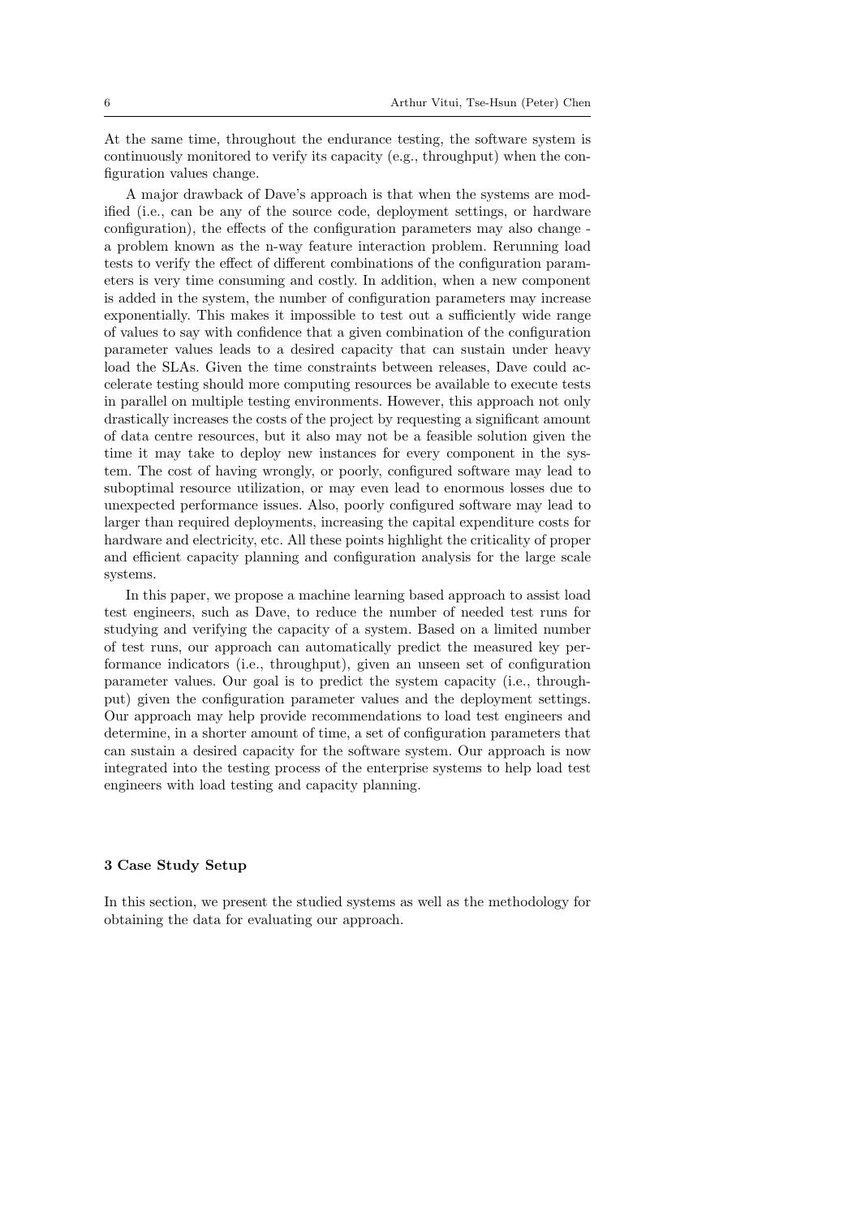At the same time, throughout the endurance testing, the software system is continuously monitored to verify its capacity (e.g., throughput) when the configuration values change.

A major drawback of Dave's approach is that when the systems are modified (i.e., can be any of the source code, deployment settings, or hardware configuration), the effects of the configuration parameters may also change - a problem known as the n-way feature interaction problem. Rerunning load tests to verify the effect of different combinations of the configuration parameters is very time consuming and costly. In addition, when a new component is added in the system, the number of configuration parameters may increase exponentially. This makes it impossible to test out a sufficiently wide range of values to say with confidence that a given combination of the configuration parameter values leads to a desired capacity that can sustain under heavy load the SLAs. Given the time constraints between releases, Dave could accelerate testing should more computing resources be available to execute tests in parallel on multiple testing environments. However, this approach not only drastically increases the costs of the project by requesting a significant amount of data centre resources, but it also may not be a feasible solution given the time it may take to deploy new instances for every component in the system. The cost of having wrongly, or poorly, configured software may lead to suboptimal resource utilization, or may even lead to enormous losses due to unexpected performance issues. Also, poorly configured software may lead to larger than required deployments, increasing the capital expenditure costs for hardware and electricity, etc. All these points highlight the criticality of proper and efficient capacity planning and configuration analysis for the large scale systems.

In this paper, we propose a machine learning based approach to assist load test engineers, such as Dave, to reduce the number of needed test runs for studying and verifying the capacity of a system. Based on a limited number of test runs, our approach can automatically predict the measured key performance indicators (i.e., throughput), given an unseen set of configuration parameter values. Our goal is to predict the system capacity (i.e., throughput) given the configuration parameter values and the deployment settings. Our approach may help provide recommendations to load test engineers and determine, in a shorter amount of time, a set of configuration parameters that can sustain a desired capacity for the software system. Our approach is now integrated into the testing process of the enterprise systems to help load test engineers with load testing and capacity planning.

## 3 Case Study Setup

In this section, we present the studied systems as well as the methodology for obtaining the data for evaluating our approach.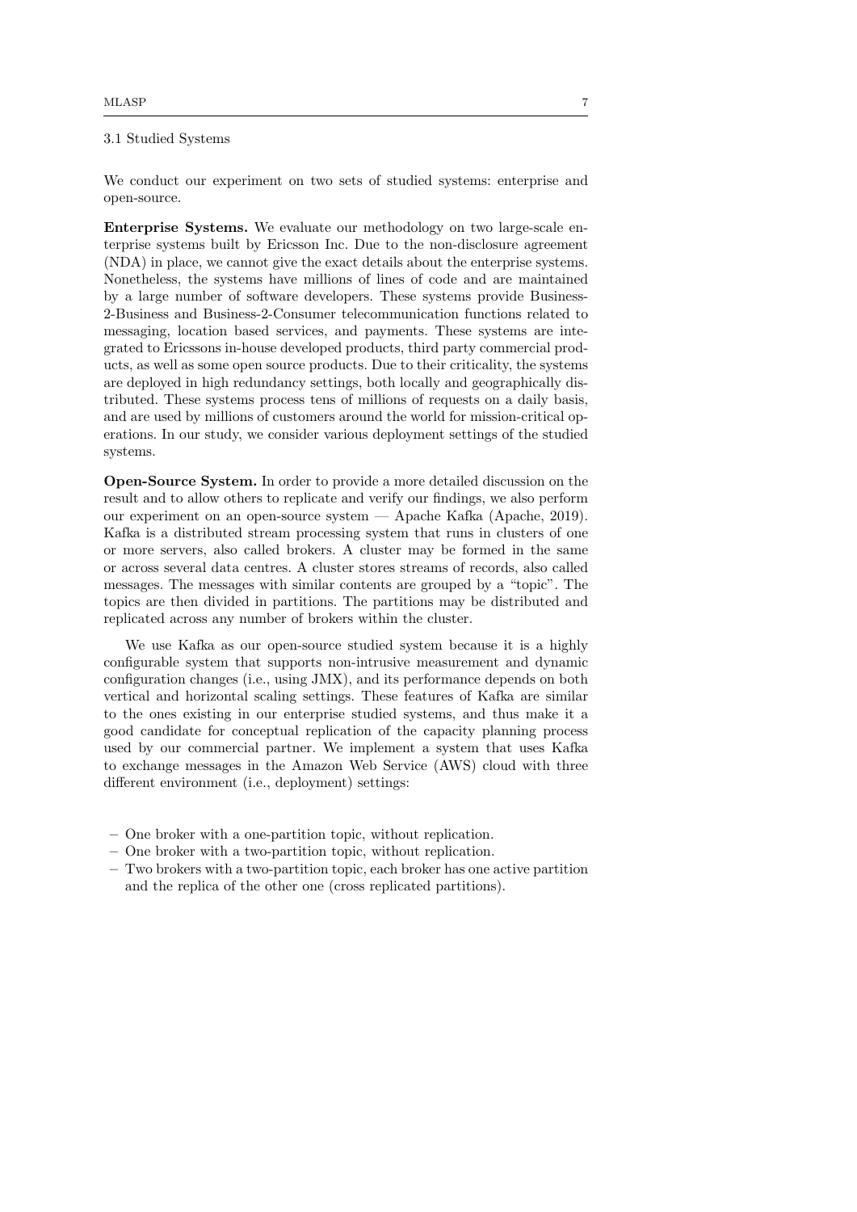### 3.1 Studied Systems

We conduct our experiment on two sets of studied systems: enterprise and open-source.

**Enterprise Systems.** We evaluate our methodology on two large-scale enterprise systems built by Ericsson Inc. Due to the non-disclosure agreement (NDA) in place, we cannot give the exact details about the enterprise systems. Nonetheless, the systems have millions of lines of code and are maintained by a large number of software developers. These systems provide Business-2-Business and Business-2-Consumer telecommunication functions related to messaging, location based services, and payments. These systems are integrated to Ericssons in-house developed products, third party commercial products, as well as some open source products. Due to their criticality, the systems are deployed in high redundancy settings, both locally and geographically distributed. These systems process tens of millions of requests on a daily basis, and are used by millions of customers around the world for mission-critical operations. In our study, we consider various deployment settings of the studied systems.

**Open-Source System.** In order to provide a more detailed discussion on the result and to allow others to replicate and verify our findings, we also perform our experiment on an open-source system — Apache Kafka (Apache, 2019). Kafka is a distributed stream processing system that runs in clusters of one or more servers, also called brokers. A cluster may be formed in the same or across several data centres. A cluster stores streams of records, also called messages. The messages with similar contents are grouped by a "topic". The topics are then divided in partitions. The partitions may be distributed and replicated across any number of brokers within the cluster.

We use Kafka as our open-source studied system because it is a highly configurable system that supports non-intrusive measurement and dynamic configuration changes (i.e., using JMX), and its performance depends on both vertical and horizontal scaling settings. These features of Kafka are similar to the ones existing in our enterprise studied systems, and thus make it a good candidate for conceptual replication of the capacity planning process used by our commercial partner. We implement a system that uses Kafka to exchange messages in the Amazon Web Service (AWS) cloud with three different environment (i.e., deployment) settings:

- One broker with a one-partition topic, without replication.
- One broker with a two-partition topic, without replication.
- Two brokers with a two-partition topic, each broker has one active partition and the replica of the other one (cross replicated partitions).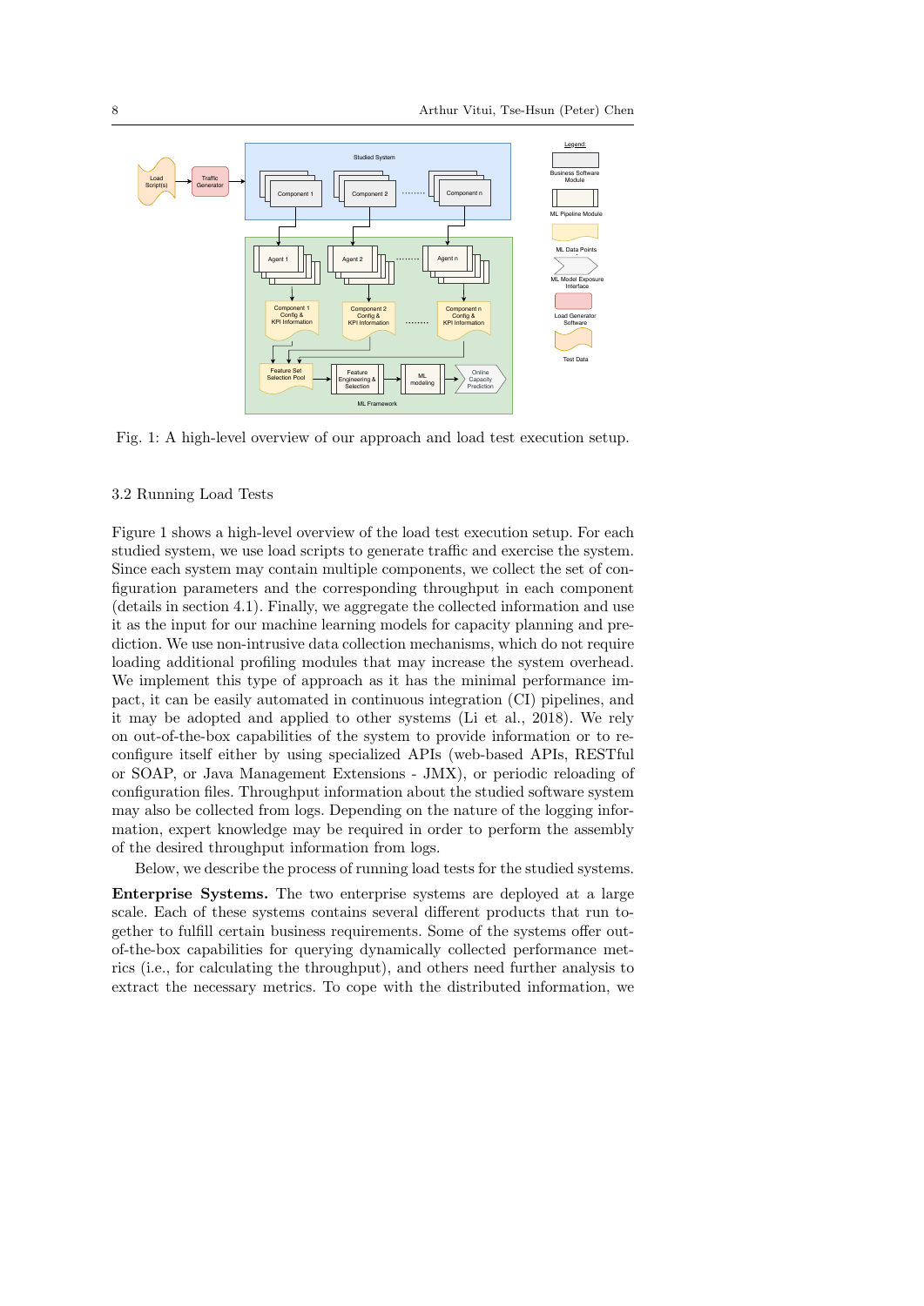Fig. 1: A high-level overview of our approach and load test execution setup.

### 3.2 Running Load Tests

Figure 1 shows a high-level overview of the load test execution setup. For each studied system, we use load scripts to generate traffic and exercise the system. Since each system may contain multiple components, we collect the set of configuration parameters and the corresponding throughput in each component (details in section 4.1). Finally, we aggregate the collected information and use it as the input for our machine learning models for capacity planning and prediction. We use non-intrusive data collection mechanisms, which do not require loading additional profiling modules that may increase the system overhead. We implement this type of approach as it has the minimal performance impact, it can be easily automated in continuous integration (CI) pipelines, and it may be adopted and applied to other systems (Li et al., 2018). We rely on out-of-the-box capabilities of the system to provide information or to reconfigure itself either by using specialized APIs (web-based APIs, RESTful or SOAP, or Java Management Extensions - JMX), or periodic reloading of configuration files. Throughput information about the studied software system may also be collected from logs. Depending on the nature of the logging information, expert knowledge may be required in order to perform the assembly of the desired throughput information from logs.

Below, we describe the process of running load tests for the studied systems.

**Enterprise Systems.** The two enterprise systems are deployed at a large scale. Each of these systems contains several different products that run together to fulfill certain business requirements. Some of the systems offer out-of-the-box capabilities for querying dynamically collected performance metrics (i.e., for calculating the throughput), and others need further analysis to extract the necessary metrics. To cope with the distributed information, we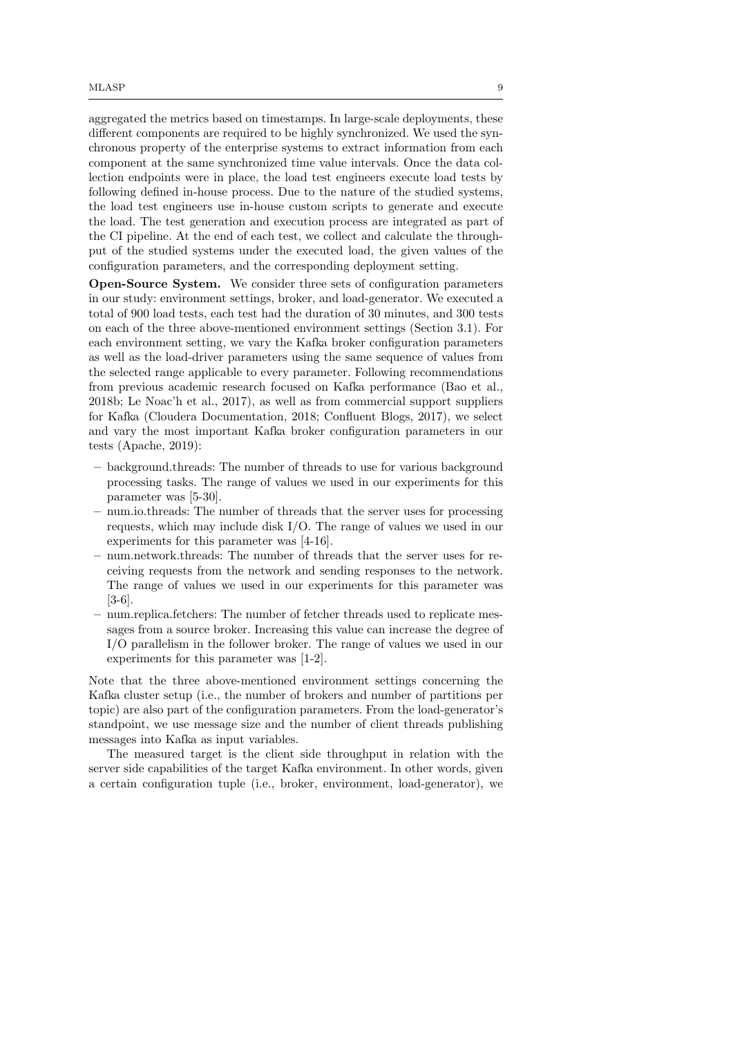aggregated the metrics based on timestamps. In large-scale deployments, these different components are required to be highly synchronized. We used the synchronous property of the enterprise systems to extract information from each component at the same synchronized time value intervals. Once the data collection endpoints were in place, the load test engineers execute load tests by following defined in-house process. Due to the nature of the studied systems, the load test engineers use in-house custom scripts to generate and execute the load. The test generation and execution process are integrated as part of the CI pipeline. At the end of each test, we collect and calculate the throughput of the studied systems under the executed load, the given values of the configuration parameters, and the corresponding deployment setting.

**Open-Source System.** We consider three sets of configuration parameters in our study: environment settings, broker, and load-generator. We executed a total of 900 load tests, each test had the duration of 30 minutes, and 300 tests on each of the three above-mentioned environment settings (Section 3.1). For each environment setting, we vary the Kafka broker configuration parameters as well as the load-driver parameters using the same sequence of values from the selected range applicable to every parameter. Following recommendations from previous academic research focused on Kafka performance (Bao et al., 2018b; Le Noac'h et al., 2017), as well as from commercial support suppliers for Kafka (Cloudera Documentation, 2018; Confluent Blogs, 2017), we select and vary the most important Kafka broker configuration parameters in our tests (Apache, 2019):

- background.threads: The number of threads to use for various background processing tasks. The range of values we used in our experiments for this parameter was [5-30].
- num.io.threads: The number of threads that the server uses for processing requests, which may include disk I/O. The range of values we used in our experiments for this parameter was [4-16].
- num.network.threads: The number of threads that the server uses for receiving requests from the network and sending responses to the network. The range of values we used in our experiments for this parameter was [3-6].
- num.replica.fetchers: The number of fetcher threads used to replicate messages from a source broker. Increasing this value can increase the degree of I/O parallelism in the follower broker. The range of values we used in our experiments for this parameter was [1-2].

Note that the three above-mentioned environment settings concerning the Kafka cluster setup (i.e., the number of brokers and number of partitions per topic) are also part of the configuration parameters. From the load-generator's standpoint, we use message size and the number of client threads publishing messages into Kafka as input variables.

The measured target is the client side throughput in relation with the server side capabilities of the target Kafka environment. In other words, given a certain configuration tuple (i.e., broker, environment, load-generator), we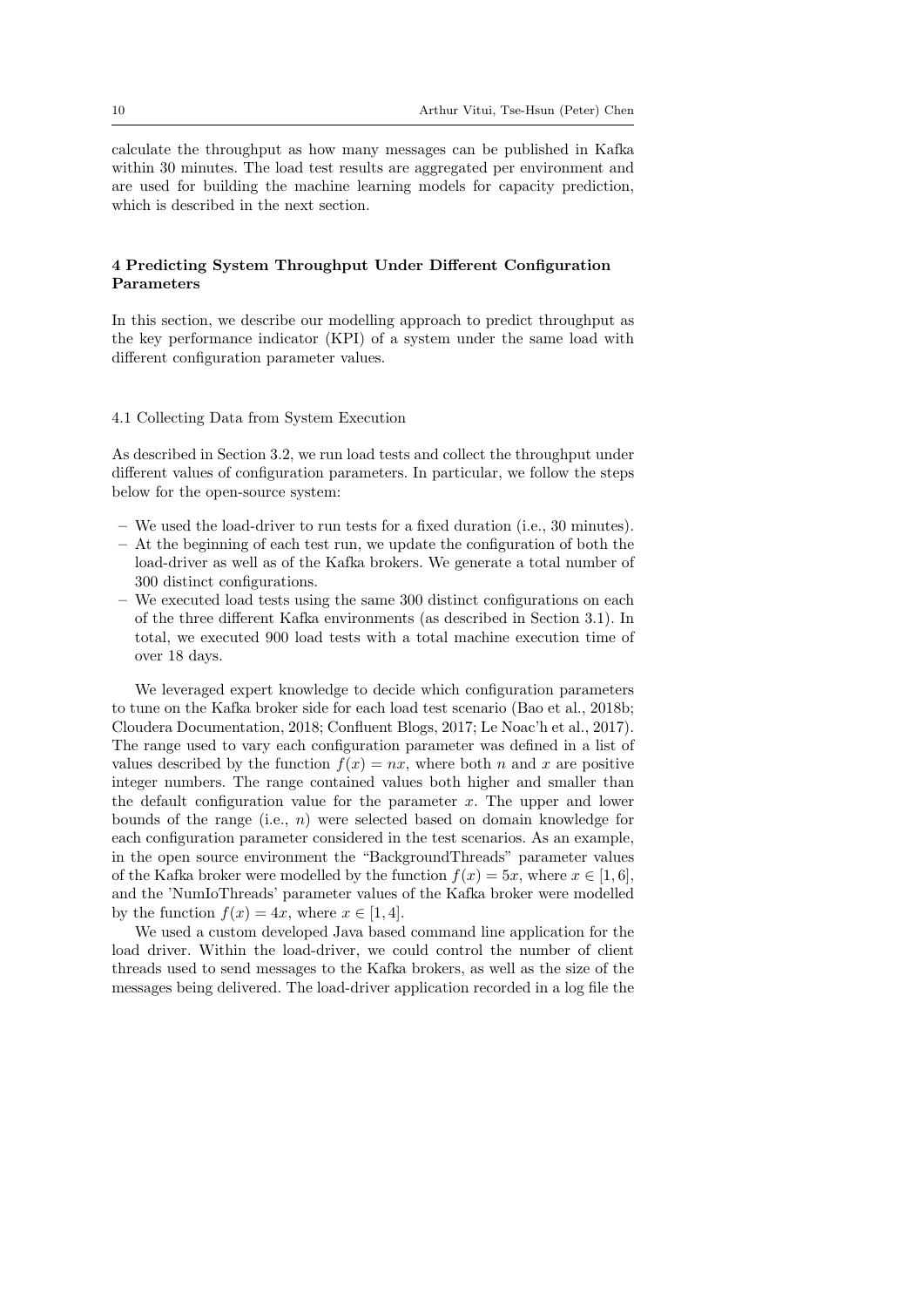calculate the throughput as how many messages can be published in Kafka within 30 minutes. The load test results are aggregated per environment and are used for building the machine learning models for capacity prediction, which is described in the next section.

## 4 Predicting System Throughput Under Different Configuration Parameters

In this section, we describe our modelling approach to predict throughput as the key performance indicator (KPI) of a system under the same load with different configuration parameter values.

### 4.1 Collecting Data from System Execution

As described in Section 3.2, we run load tests and collect the throughput under different values of configuration parameters. In particular, we follow the steps below for the open-source system:

- We used the load-driver to run tests for a fixed duration (i.e., 30 minutes).
- At the beginning of each test run, we update the configuration of both the load-driver as well as of the Kafka brokers. We generate a total number of 300 distinct configurations.
- We executed load tests using the same 300 distinct configurations on each of the three different Kafka environments (as described in Section 3.1). In total, we executed 900 load tests with a total machine execution time of over 18 days.

We leveraged expert knowledge to decide which configuration parameters to tune on the Kafka broker side for each load test scenario (Bao et al., 2018b; Cloudera Documentation, 2018; Confluent Blogs, 2017; Le Noac'h et al., 2017). The range used to vary each configuration parameter was defined in a list of values described by the function $f(x) = nx$, where both $n$ and $x$ are positive integer numbers. The range contained values both higher and smaller than the default configuration value for the parameter $x$. The upper and lower bounds of the range (i.e., $n$) were selected based on domain knowledge for each configuration parameter considered in the test scenarios. As an example, in the open source environment the "BackgroundThreads" parameter values of the Kafka broker were modelled by the function $f(x) = 5x$, where $x \in [1, 6]$, and the 'NumIoThreads' parameter values of the Kafka broker were modelled by the function $f(x) = 4x$, where $x \in [1, 4]$.

We used a custom developed Java based command line application for the load driver. Within the load-driver, we could control the number of client threads used to send messages to the Kafka brokers, as well as the size of the messages being delivered. The load-driver application recorded in a log file the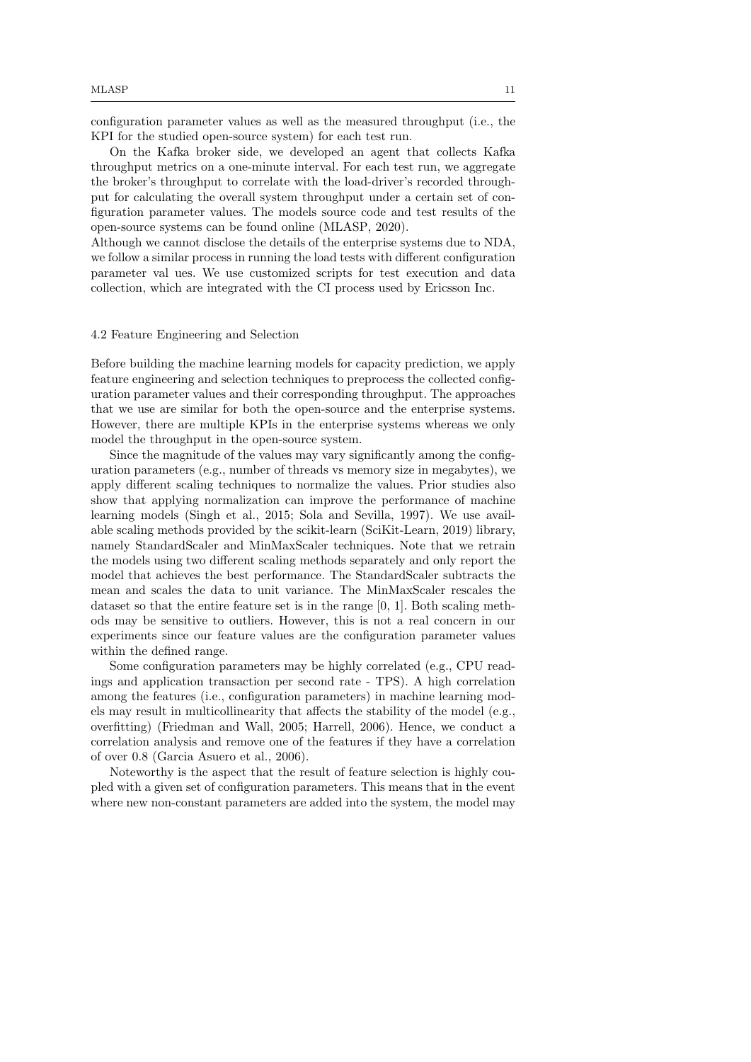configuration parameter values as well as the measured throughput (i.e., the KPI for the studied open-source system) for each test run.

On the Kafka broker side, we developed an agent that collects Kafka throughput metrics on a one-minute interval. For each test run, we aggregate the broker's throughput to correlate with the load-driver's recorded throughput for calculating the overall system throughput under a certain set of configuration parameter values. The models source code and test results of the open-source systems can be found online (MLASP, 2020).
Although we cannot disclose the details of the enterprise systems due to NDA, we follow a similar process in running the load tests with different configuration parameter val ues. We use customized scripts for test execution and data collection, which are integrated with the CI process used by Ericsson Inc.

### 4.2 Feature Engineering and Selection

Before building the machine learning models for capacity prediction, we apply feature engineering and selection techniques to preprocess the collected configuration parameter values and their corresponding throughput. The approaches that we use are similar for both the open-source and the enterprise systems. However, there are multiple KPIs in the enterprise systems whereas we only model the throughput in the open-source system.

Since the magnitude of the values may vary significantly among the configuration parameters (e.g., number of threads vs memory size in megabytes), we apply different scaling techniques to normalize the values. Prior studies also show that applying normalization can improve the performance of machine learning models (Singh et al., 2015; Sola and Sevilla, 1997). We use available scaling methods provided by the scikit-learn (SciKit-Learn, 2019) library, namely StandardScaler and MinMaxScaler techniques. Note that we retrain the models using two different scaling methods separately and only report the model that achieves the best performance. The StandardScaler subtracts the mean and scales the data to unit variance. The MinMaxScaler rescales the dataset so that the entire feature set is in the range [0, 1]. Both scaling methods may be sensitive to outliers. However, this is not a real concern in our experiments since our feature values are the configuration parameter values within the defined range.

Some configuration parameters may be highly correlated (e.g., CPU readings and application transaction per second rate - TPS). A high correlation among the features (i.e., configuration parameters) in machine learning models may result in multicollinearity that affects the stability of the model (e.g., overfitting) (Friedman and Wall, 2005; Harrell, 2006). Hence, we conduct a correlation analysis and remove one of the features if they have a correlation of over 0.8 (Garcia Asuero et al., 2006).

Noteworthy is the aspect that the result of feature selection is highly coupled with a given set of configuration parameters. This means that in the event where new non-constant parameters are added into the system, the model may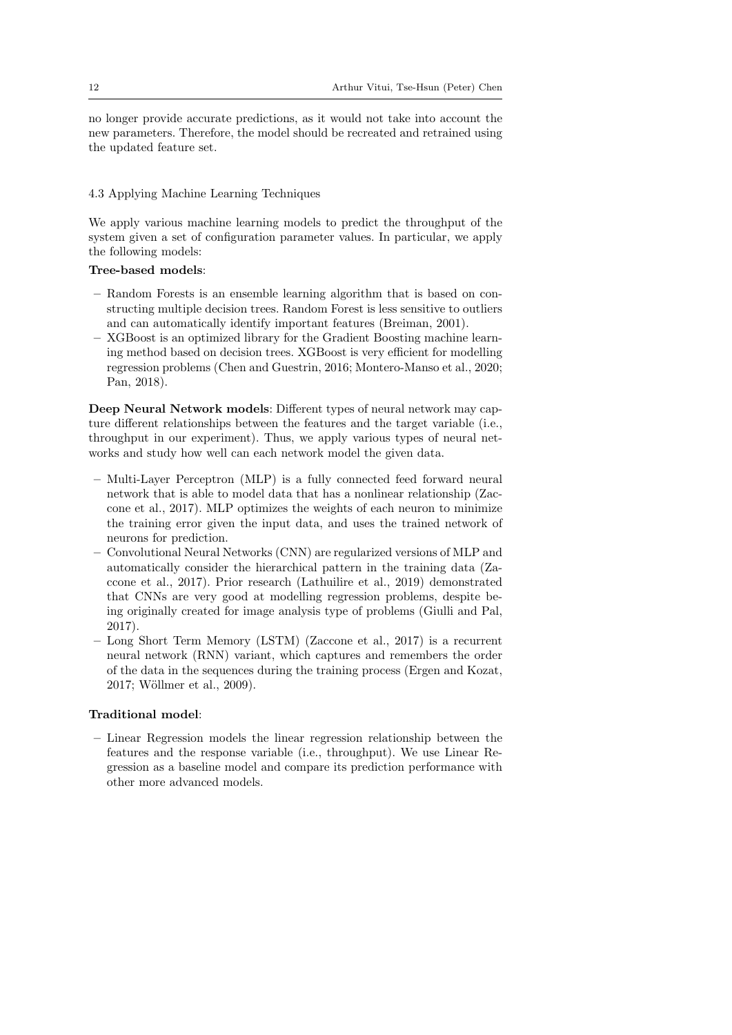no longer provide accurate predictions, as it would not take into account the new parameters. Therefore, the model should be recreated and retrained using the updated feature set.

### 4.3 Applying Machine Learning Techniques

We apply various machine learning models to predict the throughput of the system given a set of configuration parameter values. In particular, we apply the following models:

**Tree-based models**:

- Random Forests is an ensemble learning algorithm that is based on constructing multiple decision trees. Random Forest is less sensitive to outliers and can automatically identify important features (Breiman, 2001).
- XGBoost is an optimized library for the Gradient Boosting machine learning method based on decision trees. XGBoost is very efficient for modelling regression problems (Chen and Guestrin, 2016; Montero-Manso et al., 2020; Pan, 2018).

**Deep Neural Network models**: Different types of neural network may capture different relationships between the features and the target variable (i.e., throughput in our experiment). Thus, we apply various types of neural networks and study how well can each network model the given data.

- Multi-Layer Perceptron (MLP) is a fully connected feed forward neural network that is able to model data that has a nonlinear relationship (Zaccone et al., 2017). MLP optimizes the weights of each neuron to minimize the training error given the input data, and uses the trained network of neurons for prediction.
- Convolutional Neural Networks (CNN) are regularized versions of MLP and automatically consider the hierarchical pattern in the training data (Zaccone et al., 2017). Prior research (Lathuilire et al., 2019) demonstrated that CNNs are very good at modelling regression problems, despite being originally created for image analysis type of problems (Giulli and Pal, 2017).
- Long Short Term Memory (LSTM) (Zaccone et al., 2017) is a recurrent neural network (RNN) variant, which captures and remembers the order of the data in the sequences during the training process (Ergen and Kozat, 2017; Wöllmer et al., 2009).

**Traditional model**:

- Linear Regression models the linear regression relationship between the features and the response variable (i.e., throughput). We use Linear Regression as a baseline model and compare its prediction performance with other more advanced models.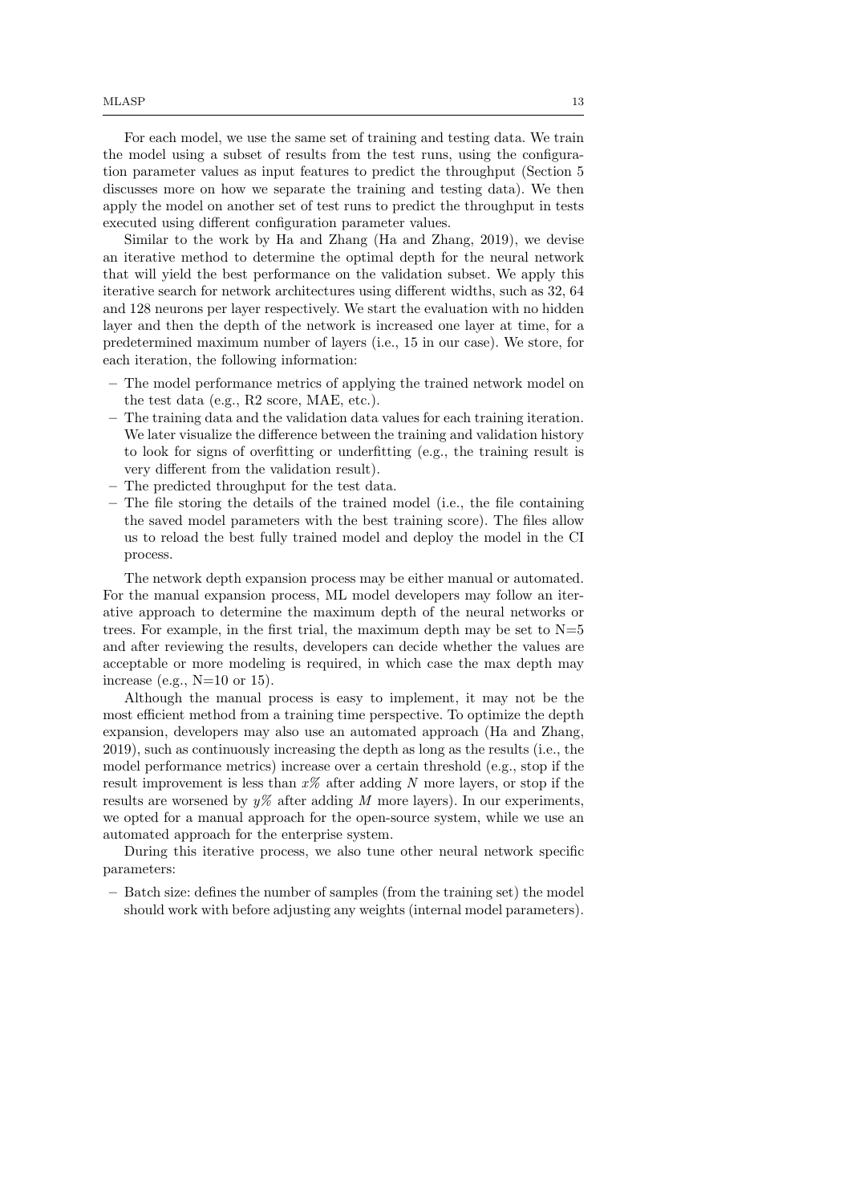For each model, we use the same set of training and testing data. We train the model using a subset of results from the test runs, using the configuration parameter values as input features to predict the throughput (Section 5 discusses more on how we separate the training and testing data). We then apply the model on another set of test runs to predict the throughput in tests executed using different configuration parameter values.

Similar to the work by Ha and Zhang (Ha and Zhang, 2019), we devise an iterative method to determine the optimal depth for the neural network that will yield the best performance on the validation subset. We apply this iterative search for network architectures using different widths, such as 32, 64 and 128 neurons per layer respectively. We start the evaluation with no hidden layer and then the depth of the network is increased one layer at time, for a predetermined maximum number of layers (i.e., 15 in our case). We store, for each iteration, the following information:

– The model performance metrics of applying the trained network model on the test data (e.g., R2 score, MAE, etc.).
– The training data and the validation data values for each training iteration. We later visualize the difference between the training and validation history to look for signs of overfitting or underfitting (e.g., the training result is very different from the validation result).
– The predicted throughput for the test data.
– The file storing the details of the trained model (i.e., the file containing the saved model parameters with the best training score). The files allow us to reload the best fully trained model and deploy the model in the CI process.

The network depth expansion process may be either manual or automated. For the manual expansion process, ML model developers may follow an iterative approach to determine the maximum depth of the neural networks or trees. For example, in the first trial, the maximum depth may be set to N=5 and after reviewing the results, developers can decide whether the values are acceptable or more modeling is required, in which case the max depth may increase (e.g., N=10 or 15).

Although the manual process is easy to implement, it may not be the most efficient method from a training time perspective. To optimize the depth expansion, developers may also use an automated approach (Ha and Zhang, 2019), such as continuously increasing the depth as long as the results (i.e., the model performance metrics) increase over a certain threshold (e.g., stop if the result improvement is less than $x\%$ after adding $N$ more layers, or stop if the results are worsened by $y\%$ after adding $M$ more layers). In our experiments, we opted for a manual approach for the open-source system, while we use an automated approach for the enterprise system.

During this iterative process, we also tune other neural network specific parameters:

– Batch size: defines the number of samples (from the training set) the model should work with before adjusting any weights (internal model parameters).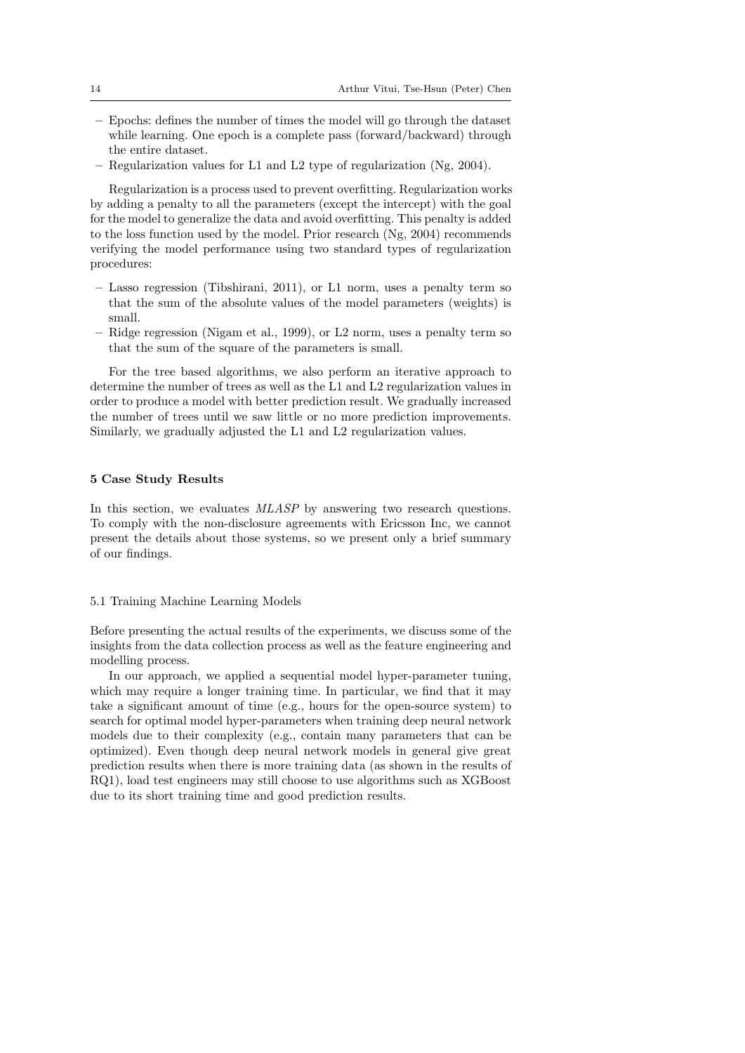- Epochs: defines the number of times the model will go through the dataset while learning. One epoch is a complete pass (forward/backward) through the entire dataset.
- Regularization values for L1 and L2 type of regularization (Ng, 2004).

Regularization is a process used to prevent overfitting. Regularization works by adding a penalty to all the parameters (except the intercept) with the goal for the model to generalize the data and avoid overfitting. This penalty is added to the loss function used by the model. Prior research (Ng, 2004) recommends verifying the model performance using two standard types of regularization procedures:

- Lasso regression (Tibshirani, 2011), or L1 norm, uses a penalty term so that the sum of the absolute values of the model parameters (weights) is small.
- Ridge regression (Nigam et al., 1999), or L2 norm, uses a penalty term so that the sum of the square of the parameters is small.

For the tree based algorithms, we also perform an iterative approach to determine the number of trees as well as the L1 and L2 regularization values in order to produce a model with better prediction result. We gradually increased the number of trees until we saw little or no more prediction improvements. Similarly, we gradually adjusted the L1 and L2 regularization values.

## 5 Case Study Results

In this section, we evaluates *MLASP* by answering two research questions. To comply with the non-disclosure agreements with Ericsson Inc, we cannot present the details about those systems, so we present only a brief summary of our findings.

### 5.1 Training Machine Learning Models

Before presenting the actual results of the experiments, we discuss some of the insights from the data collection process as well as the feature engineering and modelling process.

In our approach, we applied a sequential model hyper-parameter tuning, which may require a longer training time. In particular, we find that it may take a significant amount of time (e.g., hours for the open-source system) to search for optimal model hyper-parameters when training deep neural network models due to their complexity (e.g., contain many parameters that can be optimized). Even though deep neural network models in general give great prediction results when there is more training data (as shown in the results of RQ1), load test engineers may still choose to use algorithms such as XGBoost due to its short training time and good prediction results.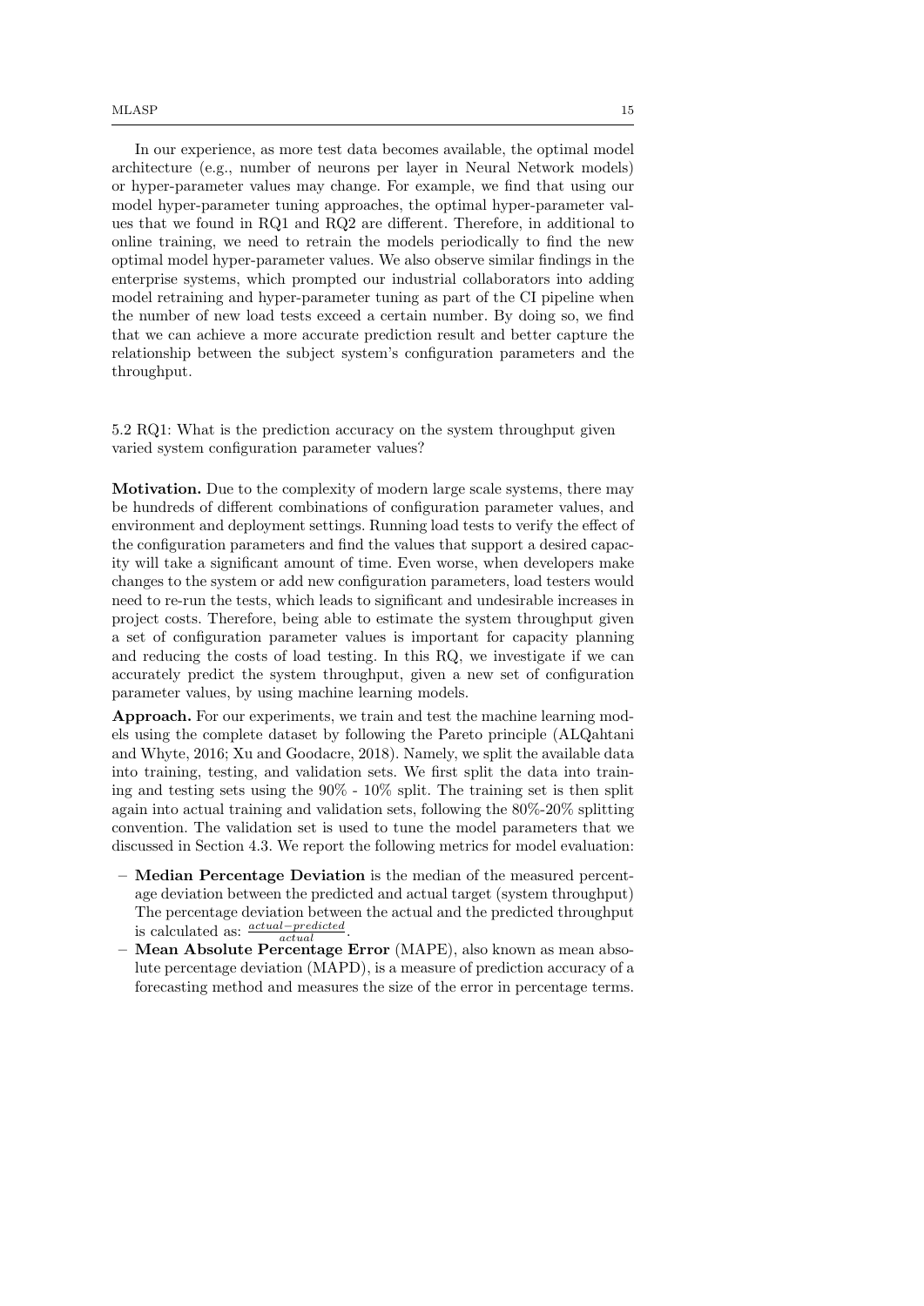In our experience, as more test data becomes available, the optimal model architecture (e.g., number of neurons per layer in Neural Network models) or hyper-parameter values may change. For example, we find that using our model hyper-parameter tuning approaches, the optimal hyper-parameter values that we found in RQ1 and RQ2 are different. Therefore, in additional to online training, we need to retrain the models periodically to find the new optimal model hyper-parameter values. We also observe similar findings in the enterprise systems, which prompted our industrial collaborators into adding model retraining and hyper-parameter tuning as part of the CI pipeline when the number of new load tests exceed a certain number. By doing so, we find that we can achieve a more accurate prediction result and better capture the relationship between the subject system's configuration parameters and the throughput.

### 5.2 RQ1: What is the prediction accuracy on the system throughput given varied system configuration parameter values?

**Motivation.** Due to the complexity of modern large scale systems, there may be hundreds of different combinations of configuration parameter values, and environment and deployment settings. Running load tests to verify the effect of the configuration parameters and find the values that support a desired capacity will take a significant amount of time. Even worse, when developers make changes to the system or add new configuration parameters, load testers would need to re-run the tests, which leads to significant and undesirable increases in project costs. Therefore, being able to estimate the system throughput given a set of configuration parameter values is important for capacity planning and reducing the costs of load testing. In this RQ, we investigate if we can accurately predict the system throughput, given a new set of configuration parameter values, by using machine learning models.

**Approach.** For our experiments, we train and test the machine learning models using the complete dataset by following the Pareto principle (ALQahtani and Whyte, 2016; Xu and Goodacre, 2018). Namely, we split the available data into training, testing, and validation sets. We first split the data into training and testing sets using the 90% - 10% split. The training set is then split again into actual training and validation sets, following the 80%-20% splitting convention. The validation set is used to tune the model parameters that we discussed in Section 4.3. We report the following metrics for model evaluation:

- **Median Percentage Deviation** is the median of the measured percentage deviation between the predicted and actual target (system throughput) The percentage deviation between the actual and the predicted throughput is calculated as: $\frac{actual - predicted}{actual}$.
- **Mean Absolute Percentage Error** (MAPE), also known as mean absolute percentage deviation (MAPD), is a measure of prediction accuracy of a forecasting method and measures the size of the error in percentage terms.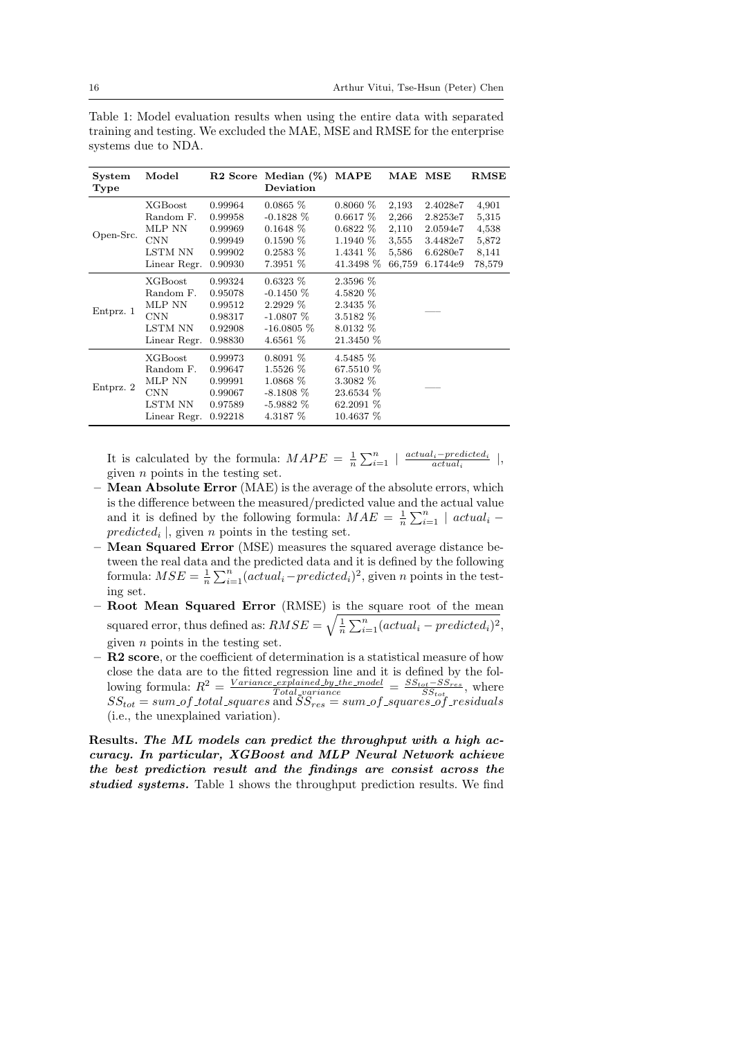Table 1: Model evaluation results when using the entire data with separated training and testing. We excluded the MAE, MSE and RMSE for the enterprise systems due to NDA.

| System Type | Model | R2 Score | Median (%) Deviation | MAPE | MAE | MSE | RMSE |
|---|---|---|---|---|---|---|---|
| Open-Src. | XGBoost | 0.99964 | 0.0865 % | 0.8060 % | 2,193 | 2.4028e7 | 4,901 |
| | Random F. | 0.99958 | -0.1828 % | 0.6617 % | 2,266 | 2.8253e7 | 5,315 |
| | MLP NN | 0.99969 | 0.1648 % | 0.6822 % | 2,110 | 2.0594e7 | 4,538 |
| | CNN | 0.99949 | 0.1590 % | 1.1940 % | 3,555 | 3.4482e7 | 5,872 |
| | LSTM NN | 0.99902 | 0.2583 % | 1.4341 % | 5,586 | 6.6280e7 | 8,141 |
| | Linear Regr. | 0.90930 | 7.3951 % | 41.3498 % | 66,759 | 6.1744e9 | 78,579 |
| Entprz. 1 | XGBoost | 0.99324 | 0.6323 % | 2.3596 % | | — | |
| | Random F. | 0.95078 | -0.1450 % | 4.5820 % | | | |
| | MLP NN | 0.99512 | 2.2929 % | 2.3435 % | | | |
| | CNN | 0.98317 | -1.0807 % | 3.5182 % | | | |
| | LSTM NN | 0.92908 | -16.0805 % | 8.0132 % | | | |
| | Linear Regr. | 0.98830 | 4.6561 % | 21.3450 % | | | |
| Entprz. 2 | XGBoost | 0.99973 | 0.8091 % | 4.5485 % | | — | |
| | Random F. | 0.99647 | 1.5526 % | 67.5510 % | | | |
| | MLP NN | 0.99991 | 1.0868 % | 3.3082 % | | | |
| | CNN | 0.99067 | -8.1808 % | 23.6534 % | | | |
| | LSTM NN | 0.97589 | -5.9882 % | 62.2091 % | | | |
| | Linear Regr. | 0.92218 | 4.3187 % | 10.4637 % | | | |

It is calculated by the formula: $MAPE = \frac{1}{n}\sum_{i=1}^{n} \mid \frac{actual_i - predicted_i}{actual_i} \mid$, given $n$ points in the testing set.

- **Mean Absolute Error** (MAE) is the average of the absolute errors, which is the difference between the measured/predicted value and the actual value and it is defined by the following formula: $MAE = \frac{1}{n}\sum_{i=1}^{n} \mid actual_i - predicted_i \mid$, given $n$ points in the testing set.
- **Mean Squared Error** (MSE) measures the squared average distance between the real data and the predicted data and it is defined by the following formula: $MSE = \frac{1}{n}\sum_{i=1}^{n}(actual_i - predicted_i)^2$, given $n$ points in the testing set.
- **Root Mean Squared Error** (RMSE) is the square root of the mean squared error, thus defined as: $RMSE = \sqrt{\frac{1}{n}\sum_{i=1}^{n}(actual_i - predicted_i)^2}$, given $n$ points in the testing set.
- **R2 score**, or the coefficient of determination is a statistical measure of how close the data are to the fitted regression line and it is defined by the following formula: $R^2 = \frac{Variance\_explained\_by\_the\_model}{Total\_variance} = \frac{SS_{tot} - SS_{res}}{SS_{tot}}$, where $SS_{tot} = sum\_of\_total\_squares$ and $SS_{res} = sum\_of\_squares\_of\_residuals$ (i.e., the unexplained variation).

**Results.** ***The ML models can predict the throughput with a high accuracy. In particular, XGBoost and MLP Neural Network achieve the best prediction result and the findings are consist across the studied systems.*** Table 1 shows the throughput prediction results. We find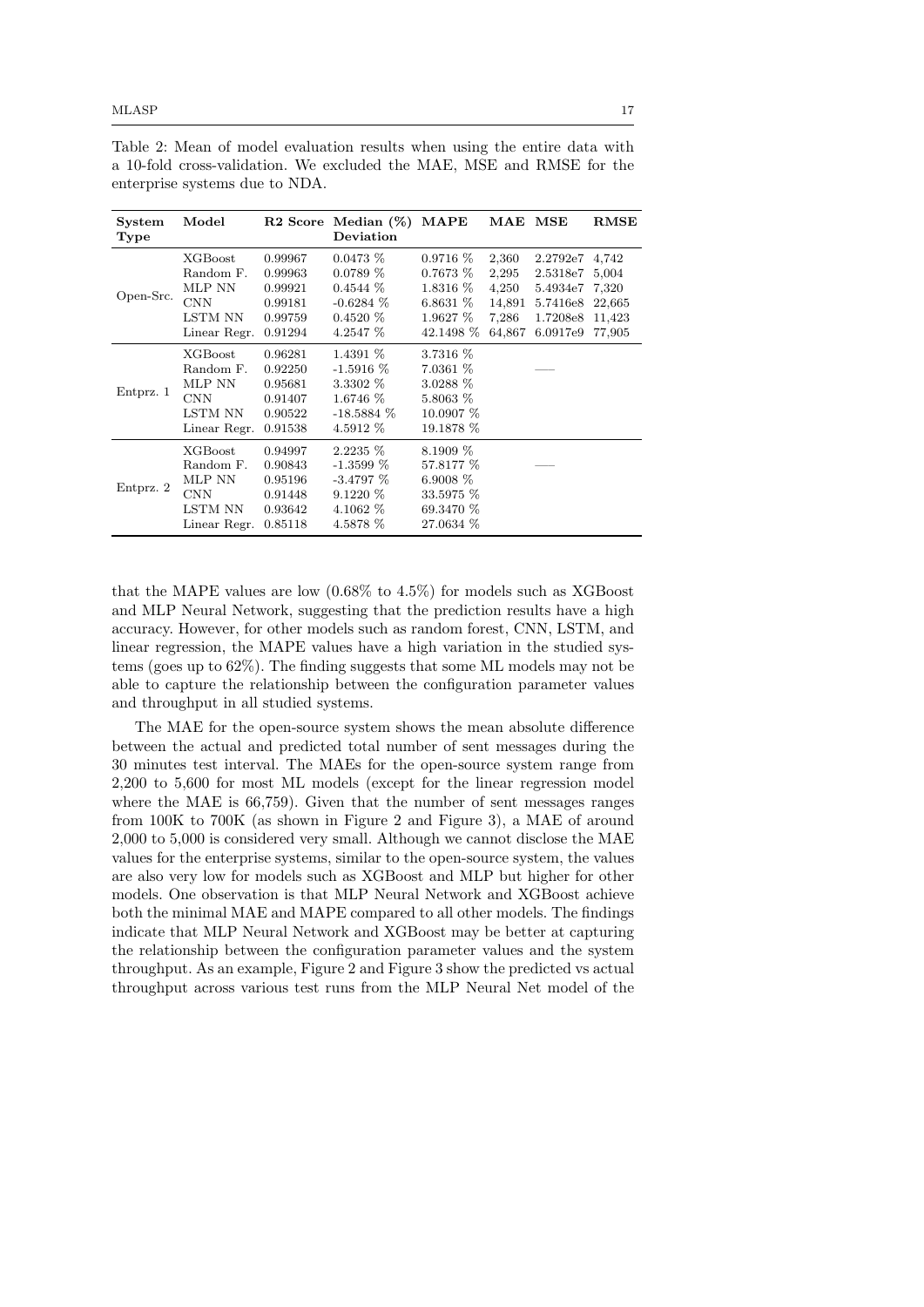Table 2: Mean of model evaluation results when using the entire data with a 10-fold cross-validation. We excluded the MAE, MSE and RMSE for the enterprise systems due to NDA.

| System Type | Model | R2 Score | Median (%) Deviation | MAPE | MAE | MSE | RMSE |
|---|---|---|---|---|---|---|---|
| Open-Src. | XGBoost | 0.99967 | 0.0473 % | 0.9716 % | 2,360 | 2.2792e7 | 4,742 |
| | Random F. | 0.99963 | 0.0789 % | 0.7673 % | 2,295 | 2.5318e7 | 5,004 |
| | MLP NN | 0.99921 | 0.4544 % | 1.8316 % | 4,250 | 5.4934e7 | 7,320 |
| | CNN | 0.99181 | -0.6284 % | 6.8631 % | 14,891 | 5.7416e8 | 22,665 |
| | LSTM NN | 0.99759 | 0.4520 % | 1.9627 % | 7,286 | 1.7208e8 | 11,423 |
| | Linear Regr. | 0.91294 | 4.2547 % | 42.1498 % | 64,867 | 6.0917e9 | 77,905 |
| Entprz. 1 | XGBoost | 0.96281 | 1.4391 % | 3.7316 % | | | |
| | Random F. | 0.92250 | -1.5916 % | 7.0361 % | | — | |
| | MLP NN | 0.95681 | 3.3302 % | 3.0288 % | | | |
| | CNN | 0.91407 | 1.6746 % | 5.8063 % | | | |
| | LSTM NN | 0.90522 | -18.5884 % | 10.0907 % | | | |
| | Linear Regr. | 0.91538 | 4.5912 % | 19.1878 % | | | |
| Entprz. 2 | XGBoost | 0.94997 | 2.2235 % | 8.1909 % | | | |
| | Random F. | 0.90843 | -1.3599 % | 57.8177 % | | — | |
| | MLP NN | 0.95196 | -3.4797 % | 6.9008 % | | | |
| | CNN | 0.91448 | 9.1220 % | 33.5975 % | | | |
| | LSTM NN | 0.93642 | 4.1062 % | 69.3470 % | | | |
| | Linear Regr. | 0.85118 | 4.5878 % | 27.0634 % | | | |

that the MAPE values are low (0.68% to 4.5%) for models such as XGBoost and MLP Neural Network, suggesting that the prediction results have a high accuracy. However, for other models such as random forest, CNN, LSTM, and linear regression, the MAPE values have a high variation in the studied systems (goes up to 62%). The finding suggests that some ML models may not be able to capture the relationship between the configuration parameter values and throughput in all studied systems.

The MAE for the open-source system shows the mean absolute difference between the actual and predicted total number of sent messages during the 30 minutes test interval. The MAEs for the open-source system range from 2,200 to 5,600 for most ML models (except for the linear regression model where the MAE is 66,759). Given that the number of sent messages ranges from 100K to 700K (as shown in Figure 2 and Figure 3), a MAE of around 2,000 to 5,000 is considered very small. Although we cannot disclose the MAE values for the enterprise systems, similar to the open-source system, the values are also very low for models such as XGBoost and MLP but higher for other models. One observation is that MLP Neural Network and XGBoost achieve both the minimal MAE and MAPE compared to all other models. The findings indicate that MLP Neural Network and XGBoost may be better at capturing the relationship between the configuration parameter values and the system throughput. As an example, Figure 2 and Figure 3 show the predicted vs actual throughput across various test runs from the MLP Neural Net model of the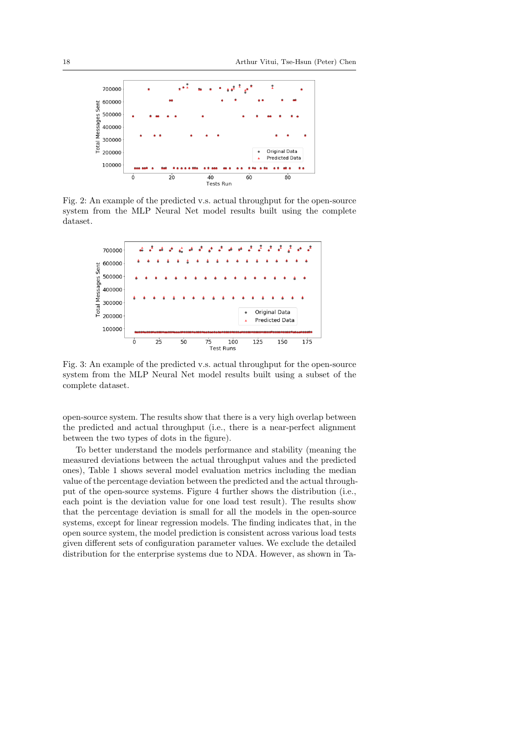Fig. 2: An example of the predicted v.s. actual throughput for the open-source system from the MLP Neural Net model results built using the complete dataset.

Fig. 3: An example of the predicted v.s. actual throughput for the open-source system from the MLP Neural Net model results built using a subset of the complete dataset.

open-source system. The results show that there is a very high overlap between the predicted and actual throughput (i.e., there is a near-perfect alignment between the two types of dots in the figure).

To better understand the models performance and stability (meaning the measured deviations between the actual throughput values and the predicted ones), Table 1 shows several model evaluation metrics including the median value of the percentage deviation between the predicted and the actual throughput of the open-source systems. Figure 4 further shows the distribution (i.e., each point is the deviation value for one load test result). The results show that the percentage deviation is small for all the models in the open-source systems, except for linear regression models. The finding indicates that, in the open source system, the model prediction is consistent across various load tests given different sets of configuration parameter values. We exclude the detailed distribution for the enterprise systems due to NDA. However, as shown in Ta-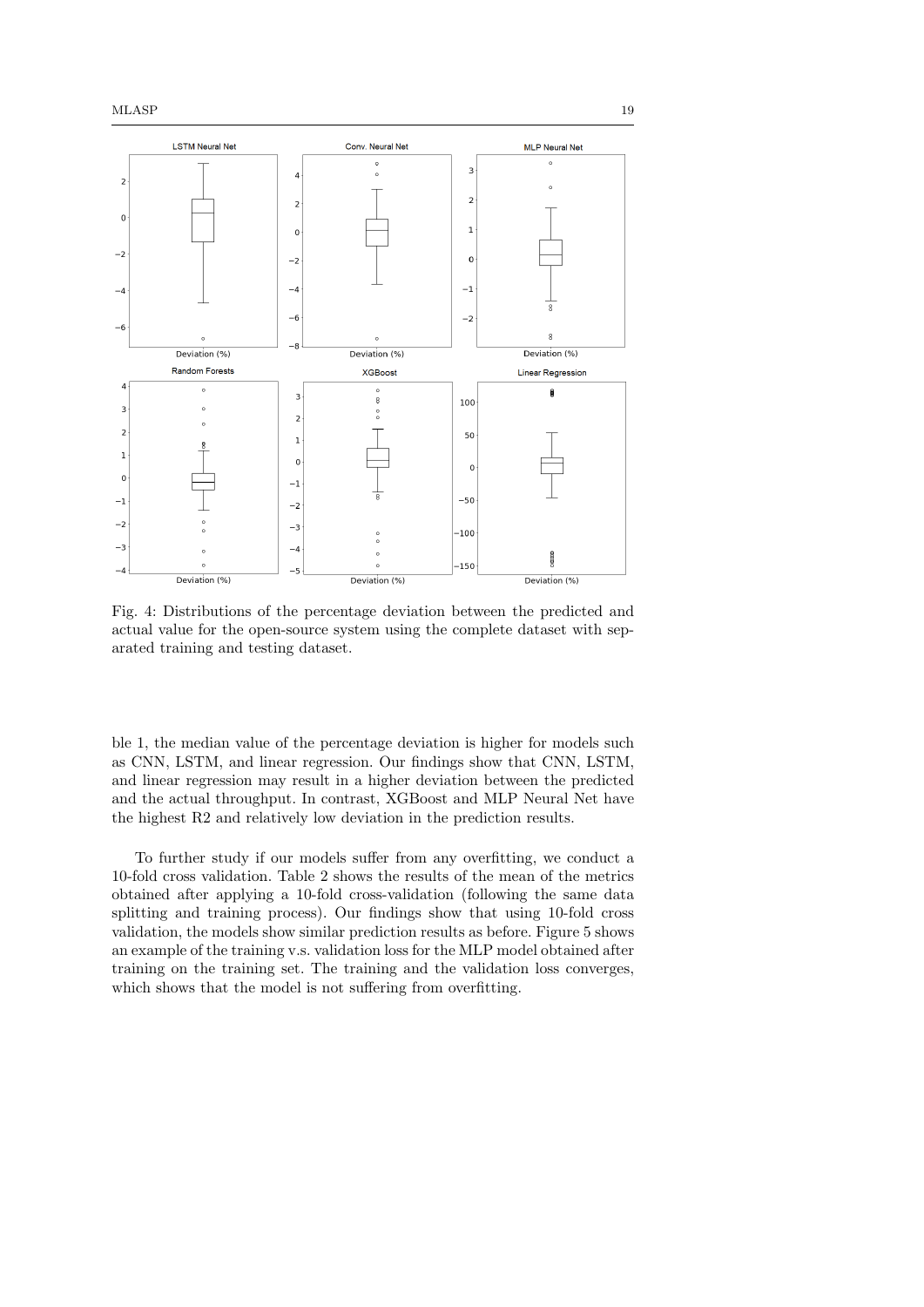Fig. 4: Distributions of the percentage deviation between the predicted and actual value for the open-source system using the complete dataset with separated training and testing dataset.

ble 1, the median value of the percentage deviation is higher for models such as CNN, LSTM, and linear regression. Our findings show that CNN, LSTM, and linear regression may result in a higher deviation between the predicted and the actual throughput. In contrast, XGBoost and MLP Neural Net have the highest R2 and relatively low deviation in the prediction results.

To further study if our models suffer from any overfitting, we conduct a 10-fold cross validation. Table 2 shows the results of the mean of the metrics obtained after applying a 10-fold cross-validation (following the same data splitting and training process). Our findings show that using 10-fold cross validation, the models show similar prediction results as before. Figure 5 shows an example of the training v.s. validation loss for the MLP model obtained after training on the training set. The training and the validation loss converges, which shows that the model is not suffering from overfitting.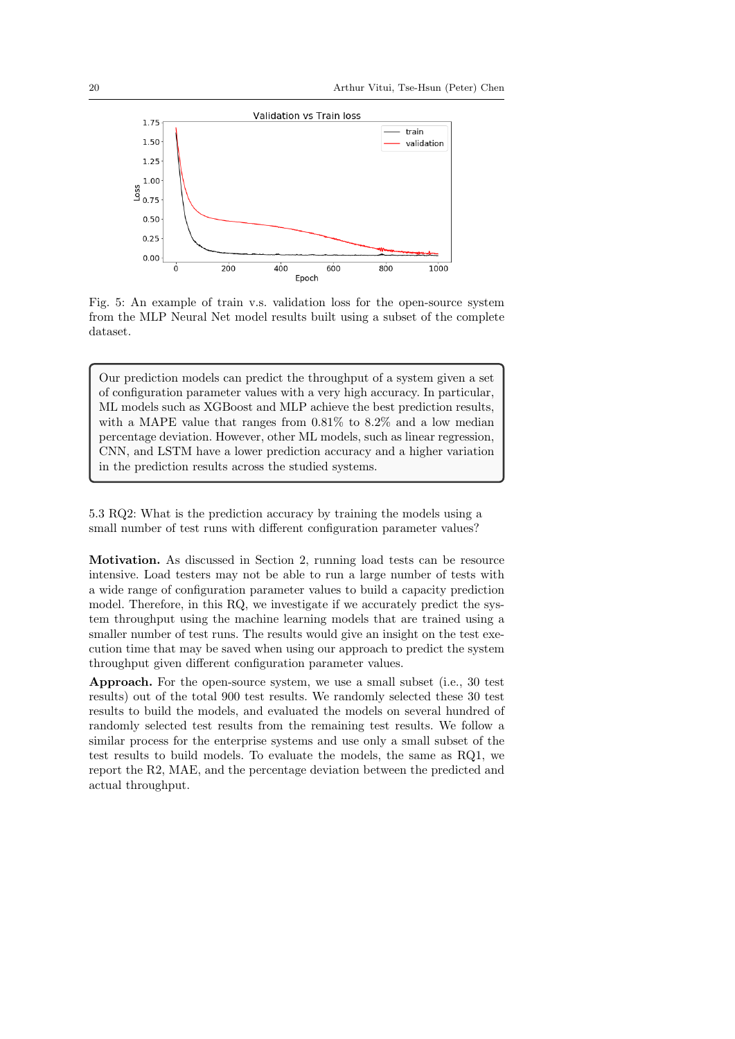Fig. 5: An example of train v.s. validation loss for the open-source system from the MLP Neural Net model results built using a subset of the complete dataset.

> Our prediction models can predict the throughput of a system given a set of configuration parameter values with a very high accuracy. In particular, ML models such as XGBoost and MLP achieve the best prediction results, with a MAPE value that ranges from 0.81% to 8.2% and a low median percentage deviation. However, other ML models, such as linear regression, CNN, and LSTM have a lower prediction accuracy and a higher variation in the prediction results across the studied systems.

### 5.3 RQ2: What is the prediction accuracy by training the models using a small number of test runs with different configuration parameter values?

**Motivation.** As discussed in Section 2, running load tests can be resource intensive. Load testers may not be able to run a large number of tests with a wide range of configuration parameter values to build a capacity prediction model. Therefore, in this RQ, we investigate if we accurately predict the system throughput using the machine learning models that are trained using a smaller number of test runs. The results would give an insight on the test execution time that may be saved when using our approach to predict the system throughput given different configuration parameter values.

**Approach.** For the open-source system, we use a small subset (i.e., 30 test results) out of the total 900 test results. We randomly selected these 30 test results to build the models, and evaluated the models on several hundred of randomly selected test results from the remaining test results. We follow a similar process for the enterprise systems and use only a small subset of the test results to build models. To evaluate the models, the same as RQ1, we report the R2, MAE, and the percentage deviation between the predicted and actual throughput.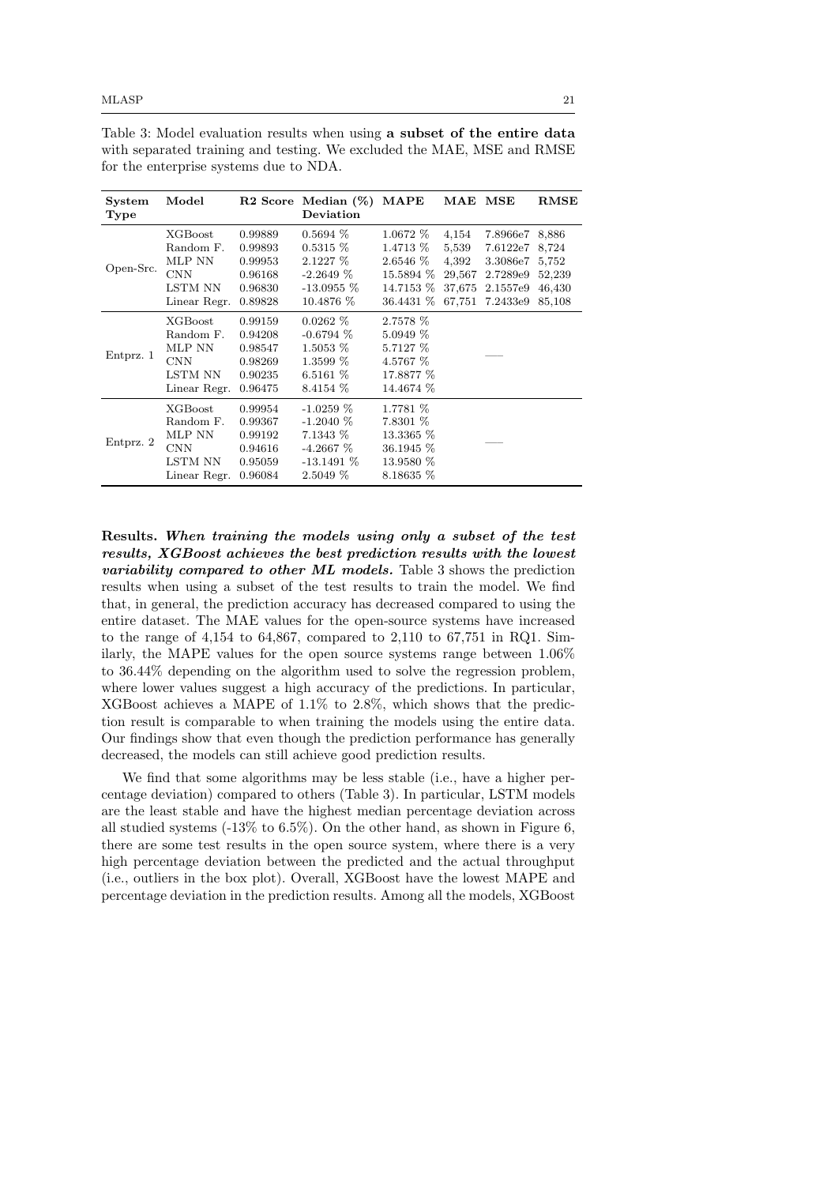Table 3: Model evaluation results when using **a subset of the entire data** with separated training and testing. We excluded the MAE, MSE and RMSE for the enterprise systems due to NDA.

| System Type | Model | R2 Score | Median (%) Deviation | MAPE | MAE | MSE | RMSE |
|---|---|---|---|---|---|---|---|
| Open-Src. | XGBoost | 0.99889 | 0.5694 % | 1.0672 % | 4,154 | 7.8966e7 | 8,886 |
| | Random F. | 0.99893 | 0.5315 % | 1.4713 % | 5,539 | 7.6122e7 | 8,724 |
| | MLP NN | 0.99953 | 2.1227 % | 2.6546 % | 4,392 | 3.3086e7 | 5,752 |
| | CNN | 0.96168 | -2.2649 % | 15.5894 % | 29,567 | 2.7289e9 | 52,239 |
| | LSTM NN | 0.96830 | -13.0955 % | 14.7153 % | 37,675 | 2.1557e9 | 46,430 |
| | Linear Regr. | 0.89828 | 10.4876 % | 36.4431 % | 67,751 | 7.2433e9 | 85,108 |
| Entprz. 1 | XGBoost | 0.99159 | 0.0262 % | 2.7578 % | | — | |
| | Random F. | 0.94208 | -0.6794 % | 5.0949 % | | | |
| | MLP NN | 0.98547 | 1.5053 % | 5.7127 % | | | |
| | CNN | 0.98269 | 1.3599 % | 4.5767 % | | | |
| | LSTM NN | 0.90235 | 6.5161 % | 17.8877 % | | | |
| | Linear Regr. | 0.96475 | 8.4154 % | 14.4674 % | | | |
| Entprz. 2 | XGBoost | 0.99954 | -1.0259 % | 1.7781 % | | — | |
| | Random F. | 0.99367 | -1.2040 % | 7.8301 % | | | |
| | MLP NN | 0.99192 | 7.1343 % | 13.3365 % | | | |
| | CNN | 0.94616 | -4.2667 % | 36.1945 % | | | |
| | LSTM NN | 0.95059 | -13.1491 % | 13.9580 % | | | |
| | Linear Regr. | 0.96084 | 2.5049 % | 8.18635 % | | | |

**Results.** ***When training the models using only a subset of the test results, XGBoost achieves the best prediction results with the lowest variability compared to other ML models.*** Table 3 shows the prediction results when using a subset of the test results to train the model. We find that, in general, the prediction accuracy has decreased compared to using the entire dataset. The MAE values for the open-source systems have increased to the range of 4,154 to 64,867, compared to 2,110 to 67,751 in RQ1. Similarly, the MAPE values for the open source systems range between 1.06% to 36.44% depending on the algorithm used to solve the regression problem, where lower values suggest a high accuracy of the predictions. In particular, XGBoost achieves a MAPE of 1.1% to 2.8%, which shows that the prediction result is comparable to when training the models using the entire data. Our findings show that even though the prediction performance has generally decreased, the models can still achieve good prediction results.

We find that some algorithms may be less stable (i.e., have a higher percentage deviation) compared to others (Table 3). In particular, LSTM models are the least stable and have the highest median percentage deviation across all studied systems (-13% to 6.5%). On the other hand, as shown in Figure 6, there are some test results in the open source system, where there is a very high percentage deviation between the predicted and the actual throughput (i.e., outliers in the box plot). Overall, XGBoost have the lowest MAPE and percentage deviation in the prediction results. Among all the models, XGBoost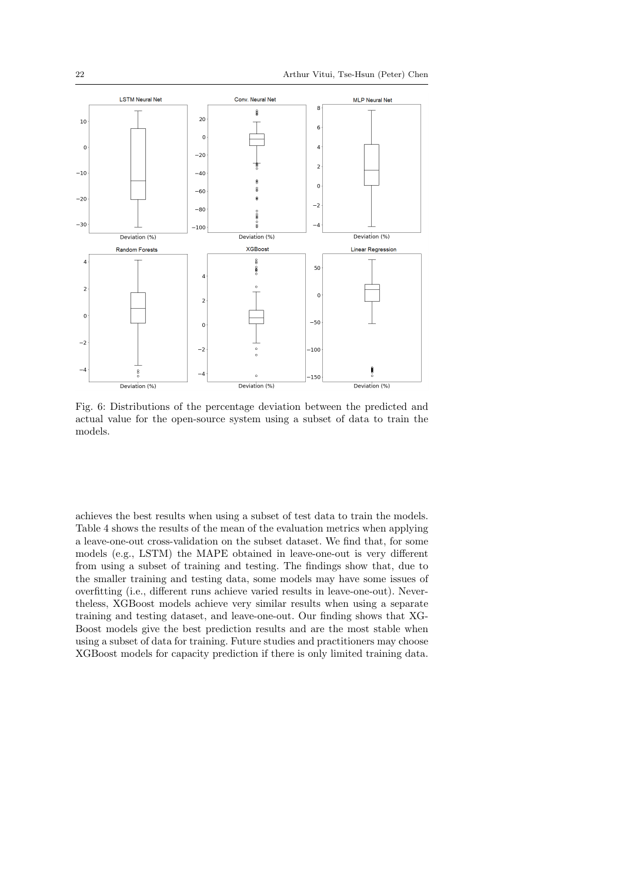Fig. 6: Distributions of the percentage deviation between the predicted and actual value for the open-source system using a subset of data to train the models.

achieves the best results when using a subset of test data to train the models. Table 4 shows the results of the mean of the evaluation metrics when applying a leave-one-out cross-validation on the subset dataset. We find that, for some models (e.g., LSTM) the MAPE obtained in leave-one-out is very different from using a subset of training and testing. The findings show that, due to the smaller training and testing data, some models may have some issues of overfitting (i.e., different runs achieve varied results in leave-one-out). Nevertheless, XGBoost models achieve very similar results when using a separate training and testing dataset, and leave-one-out. Our finding shows that XGBoost models give the best prediction results and are the most stable when using a subset of data for training. Future studies and practitioners may choose XGBoost models for capacity prediction if there is only limited training data.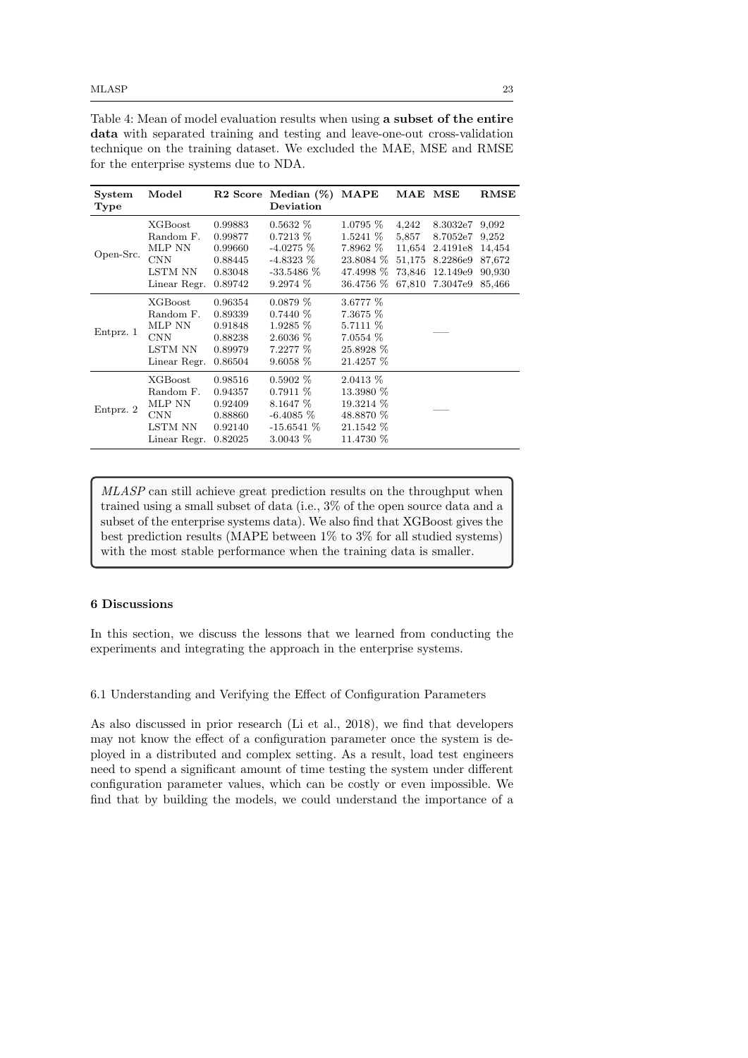Table 4: Mean of model evaluation results when using **a subset of the entire data** with separated training and testing and leave-one-out cross-validation technique on the training dataset. We excluded the MAE, MSE and RMSE for the enterprise systems due to NDA.

| System Type | Model | R2 Score | Median (%) Deviation | MAPE | MAE | MSE | RMSE |
|---|---|---|---|---|---|---|---|
| Open-Src. | XGBoost | 0.99883 | 0.5632 % | 1.0795 % | 4,242 | 8.3032e7 | 9,092 |
| | Random F. | 0.99877 | 0.7213 % | 1.5241 % | 5,857 | 8.7052e7 | 9,252 |
| | MLP NN | 0.99660 | -4.0275 % | 7.8962 % | 11,654 | 2.4191e8 | 14,454 |
| | CNN | 0.88445 | -4.8323 % | 23.8084 % | 51,175 | 8.2286e9 | 87,672 |
| | LSTM NN | 0.83048 | -33.5486 % | 47.4998 % | 73,846 | 12.149e9 | 90,930 |
| | Linear Regr. | 0.89742 | 9.2974 % | 36.4756 % | 67,810 | 7.3047e9 | 85,466 |
| Entprz. 1 | XGBoost | 0.96354 | 0.0879 % | 3.6777 % | | | |
| | Random F. | 0.89339 | 0.7440 % | 7.3675 % | | | |
| | MLP NN | 0.91848 | 1.9285 % | 5.7111 % | | — | |
| | CNN | 0.88238 | 2.6036 % | 7.0554 % | | | |
| | LSTM NN | 0.89979 | 7.2277 % | 25.8928 % | | | |
| | Linear Regr. | 0.86504 | 9.6058 % | 21.4257 % | | | |
| Entprz. 2 | XGBoost | 0.98516 | 0.5902 % | 2.0413 % | | | |
| | Random F. | 0.94357 | 0.7911 % | 13.3980 % | | | |
| | MLP NN | 0.92409 | 8.1647 % | 19.3214 % | | — | |
| | CNN | 0.88860 | -6.4085 % | 48.8870 % | | | |
| | LSTM NN | 0.92140 | -15.6541 % | 21.1542 % | | | |
| | Linear Regr. | 0.82025 | 3.0043 % | 11.4730 % | | | |

> *MLASP* can still achieve great prediction results on the throughput when trained using a small subset of data (i.e., 3% of the open source data and a subset of the enterprise systems data). We also find that XGBoost gives the best prediction results (MAPE between 1% to 3% for all studied systems) with the most stable performance when the training data is smaller.

## 6 Discussions

In this section, we discuss the lessons that we learned from conducting the experiments and integrating the approach in the enterprise systems.

### 6.1 Understanding and Verifying the Effect of Configuration Parameters

As also discussed in prior research (Li et al., 2018), we find that developers may not know the effect of a configuration parameter once the system is deployed in a distributed and complex setting. As a result, load test engineers need to spend a significant amount of time testing the system under different configuration parameter values, which can be costly or even impossible. We find that by building the models, we could understand the importance of a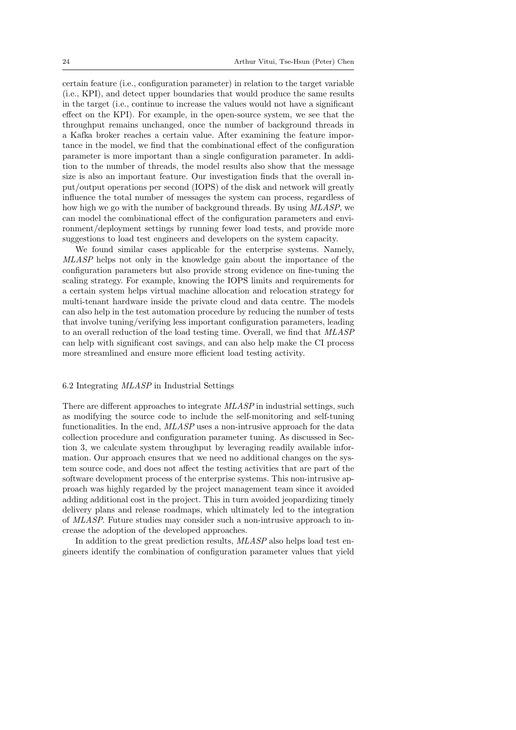certain feature (i.e., configuration parameter) in relation to the target variable (i.e., KPI), and detect upper boundaries that would produce the same results in the target (i.e., continue to increase the values would not have a significant effect on the KPI). For example, in the open-source system, we see that the throughput remains unchanged, once the number of background threads in a Kafka broker reaches a certain value. After examining the feature importance in the model, we find that the combinational effect of the configuration parameter is more important than a single configuration parameter. In addition to the number of threads, the model results also show that the message size is also an important feature. Our investigation finds that the overall input/output operations per second (IOPS) of the disk and network will greatly influence the total number of messages the system can process, regardless of how high we go with the number of background threads. By using *MLASP*, we can model the combinational effect of the configuration parameters and environment/deployment settings by running fewer load tests, and provide more suggestions to load test engineers and developers on the system capacity.

We found similar cases applicable for the enterprise systems. Namely, *MLASP* helps not only in the knowledge gain about the importance of the configuration parameters but also provide strong evidence on fine-tuning the scaling strategy. For example, knowing the IOPS limits and requirements for a certain system helps virtual machine allocation and relocation strategy for multi-tenant hardware inside the private cloud and data centre. The models can also help in the test automation procedure by reducing the number of tests that involve tuning/verifying less important configuration parameters, leading to an overall reduction of the load testing time. Overall, we find that *MLASP* can help with significant cost savings, and can also help make the CI process more streamlined and ensure more efficient load testing activity.

### 6.2 Integrating *MLASP* in Industrial Settings

There are different approaches to integrate *MLASP* in industrial settings, such as modifying the source code to include the self-monitoring and self-tuning functionalities. In the end, *MLASP* uses a non-intrusive approach for the data collection procedure and configuration parameter tuning. As discussed in Section 3, we calculate system throughput by leveraging readily available information. Our approach ensures that we need no additional changes on the system source code, and does not affect the testing activities that are part of the software development process of the enterprise systems. This non-intrusive approach was highly regarded by the project management team since it avoided adding additional cost in the project. This in turn avoided jeopardizing timely delivery plans and release roadmaps, which ultimately led to the integration of *MLASP*. Future studies may consider such a non-intrusive approach to increase the adoption of the developed approaches.

In addition to the great prediction results, *MLASP* also helps load test engineers identify the combination of configuration parameter values that yield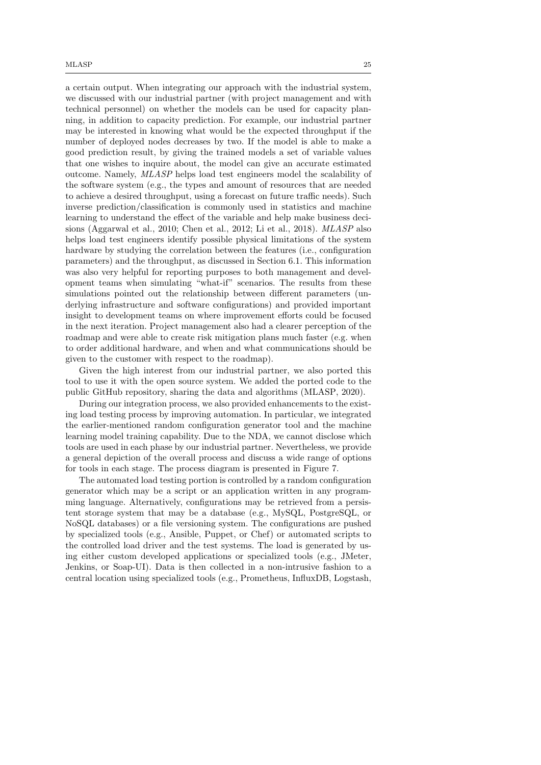a certain output. When integrating our approach with the industrial system, we discussed with our industrial partner (with project management and with technical personnel) on whether the models can be used for capacity planning, in addition to capacity prediction. For example, our industrial partner may be interested in knowing what would be the expected throughput if the number of deployed nodes decreases by two. If the model is able to make a good prediction result, by giving the trained models a set of variable values that one wishes to inquire about, the model can give an accurate estimated outcome. Namely, *MLASP* helps load test engineers model the scalability of the software system (e.g., the types and amount of resources that are needed to achieve a desired throughput, using a forecast on future traffic needs). Such inverse prediction/classification is commonly used in statistics and machine learning to understand the effect of the variable and help make business decisions (Aggarwal et al., 2010; Chen et al., 2012; Li et al., 2018). *MLASP* also helps load test engineers identify possible physical limitations of the system hardware by studying the correlation between the features (i.e., configuration parameters) and the throughput, as discussed in Section 6.1. This information was also very helpful for reporting purposes to both management and development teams when simulating "what-if" scenarios. The results from these simulations pointed out the relationship between different parameters (underlying infrastructure and software configurations) and provided important insight to development teams on where improvement efforts could be focused in the next iteration. Project management also had a clearer perception of the roadmap and were able to create risk mitigation plans much faster (e.g. when to order additional hardware, and when and what communications should be given to the customer with respect to the roadmap).

Given the high interest from our industrial partner, we also ported this tool to use it with the open source system. We added the ported code to the public GitHub repository, sharing the data and algorithms (MLASP, 2020).

During our integration process, we also provided enhancements to the existing load testing process by improving automation. In particular, we integrated the earlier-mentioned random configuration generator tool and the machine learning model training capability. Due to the NDA, we cannot disclose which tools are used in each phase by our industrial partner. Nevertheless, we provide a general depiction of the overall process and discuss a wide range of options for tools in each stage. The process diagram is presented in Figure 7.

The automated load testing portion is controlled by a random configuration generator which may be a script or an application written in any programming language. Alternatively, configurations may be retrieved from a persistent storage system that may be a database (e.g., MySQL, PostgreSQL, or NoSQL databases) or a file versioning system. The configurations are pushed by specialized tools (e.g., Ansible, Puppet, or Chef) or automated scripts to the controlled load driver and the test systems. The load is generated by using either custom developed applications or specialized tools (e.g., JMeter, Jenkins, or Soap-UI). Data is then collected in a non-intrusive fashion to a central location using specialized tools (e.g., Prometheus, InfluxDB, Logstash,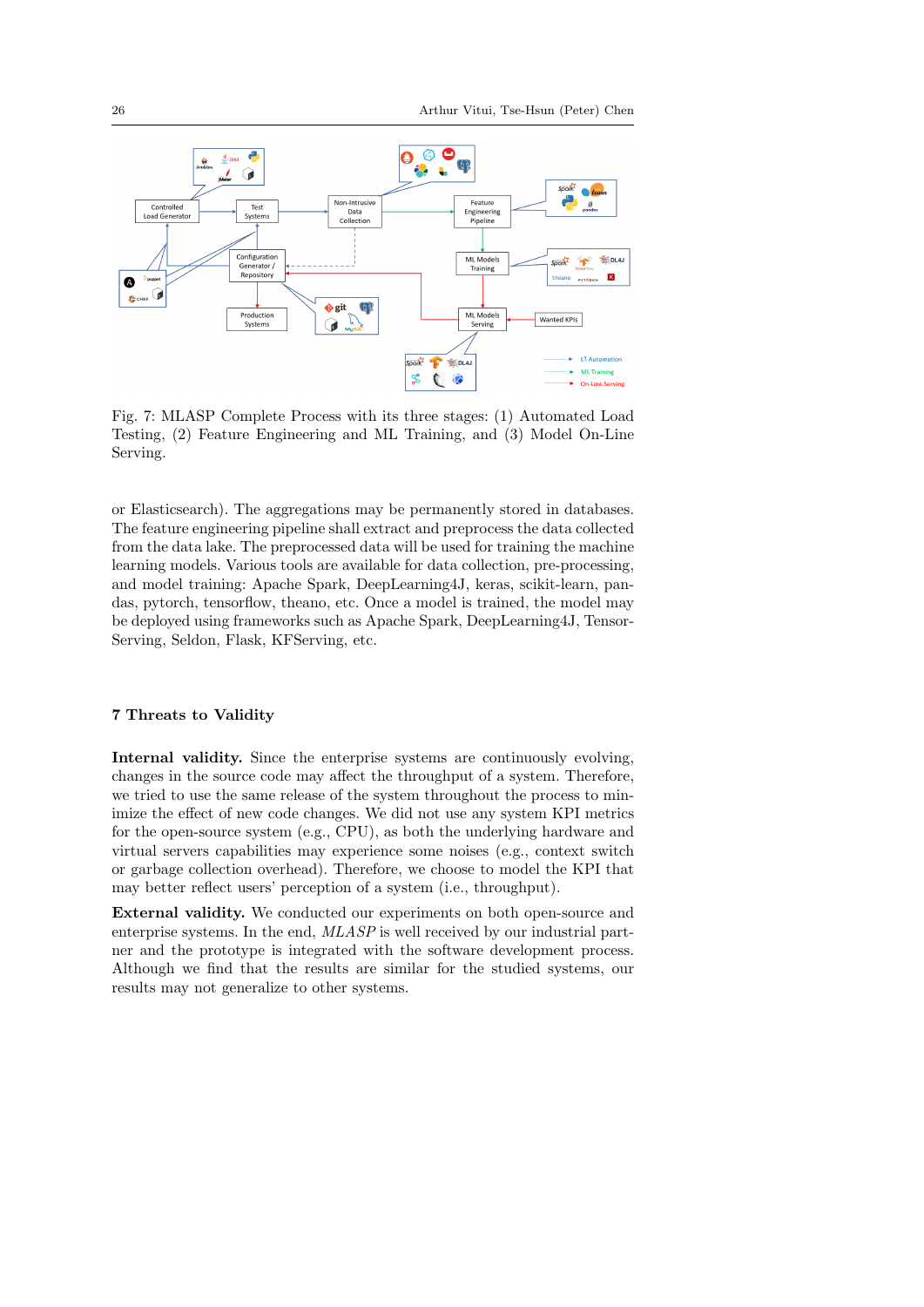Fig. 7: MLASP Complete Process with its three stages: (1) Automated Load Testing, (2) Feature Engineering and ML Training, and (3) Model On-Line Serving.

or Elasticsearch). The aggregations may be permanently stored in databases. The feature engineering pipeline shall extract and preprocess the data collected from the data lake. The preprocessed data will be used for training the machine learning models. Various tools are available for data collection, pre-processing, and model training: Apache Spark, DeepLearning4J, keras, scikit-learn, pandas, pytorch, tensorflow, theano, etc. Once a model is trained, the model may be deployed using frameworks such as Apache Spark, DeepLearning4J, TensorServing, Seldon, Flask, KFServing, etc.

## 7 Threats to Validity

**Internal validity.** Since the enterprise systems are continuously evolving, changes in the source code may affect the throughput of a system. Therefore, we tried to use the same release of the system throughout the process to minimize the effect of new code changes. We did not use any system KPI metrics for the open-source system (e.g., CPU), as both the underlying hardware and virtual servers capabilities may experience some noises (e.g., context switch or garbage collection overhead). Therefore, we choose to model the KPI that may better reflect users' perception of a system (i.e., throughput).

**External validity.** We conducted our experiments on both open-source and enterprise systems. In the end, *MLASP* is well received by our industrial partner and the prototype is integrated with the software development process. Although we find that the results are similar for the studied systems, our results may not generalize to other systems.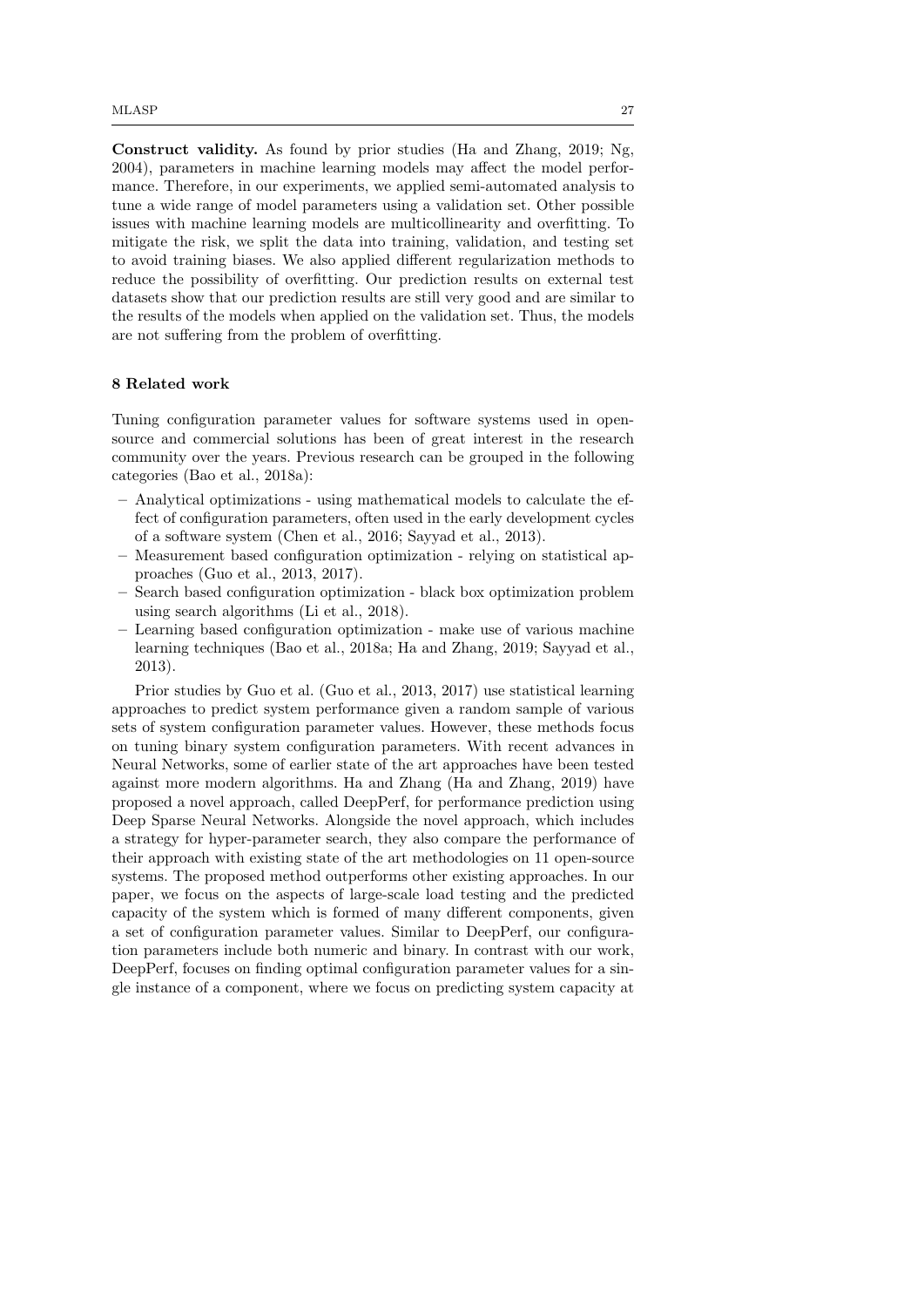**Construct validity.** As found by prior studies (Ha and Zhang, 2019; Ng, 2004), parameters in machine learning models may affect the model performance. Therefore, in our experiments, we applied semi-automated analysis to tune a wide range of model parameters using a validation set. Other possible issues with machine learning models are multicollinearity and overfitting. To mitigate the risk, we split the data into training, validation, and testing set to avoid training biases. We also applied different regularization methods to reduce the possibility of overfitting. Our prediction results on external test datasets show that our prediction results are still very good and are similar to the results of the models when applied on the validation set. Thus, the models are not suffering from the problem of overfitting.

## 8 Related work

Tuning configuration parameter values for software systems used in open-source and commercial solutions has been of great interest in the research community over the years. Previous research can be grouped in the following categories (Bao et al., 2018a):

- Analytical optimizations - using mathematical models to calculate the effect of configuration parameters, often used in the early development cycles of a software system (Chen et al., 2016; Sayyad et al., 2013).
- Measurement based configuration optimization - relying on statistical approaches (Guo et al., 2013, 2017).
- Search based configuration optimization - black box optimization problem using search algorithms (Li et al., 2018).
- Learning based configuration optimization - make use of various machine learning techniques (Bao et al., 2018a; Ha and Zhang, 2019; Sayyad et al., 2013).

Prior studies by Guo et al. (Guo et al., 2013, 2017) use statistical learning approaches to predict system performance given a random sample of various sets of system configuration parameter values. However, these methods focus on tuning binary system configuration parameters. With recent advances in Neural Networks, some of earlier state of the art approaches have been tested against more modern algorithms. Ha and Zhang (Ha and Zhang, 2019) have proposed a novel approach, called DeepPerf, for performance prediction using Deep Sparse Neural Networks. Alongside the novel approach, which includes a strategy for hyper-parameter search, they also compare the performance of their approach with existing state of the art methodologies on 11 open-source systems. The proposed method outperforms other existing approaches. In our paper, we focus on the aspects of large-scale load testing and the predicted capacity of the system which is formed of many different components, given a set of configuration parameter values. Similar to DeepPerf, our configuration parameters include both numeric and binary. In contrast with our work, DeepPerf, focuses on finding optimal configuration parameter values for a single instance of a component, where we focus on predicting system capacity at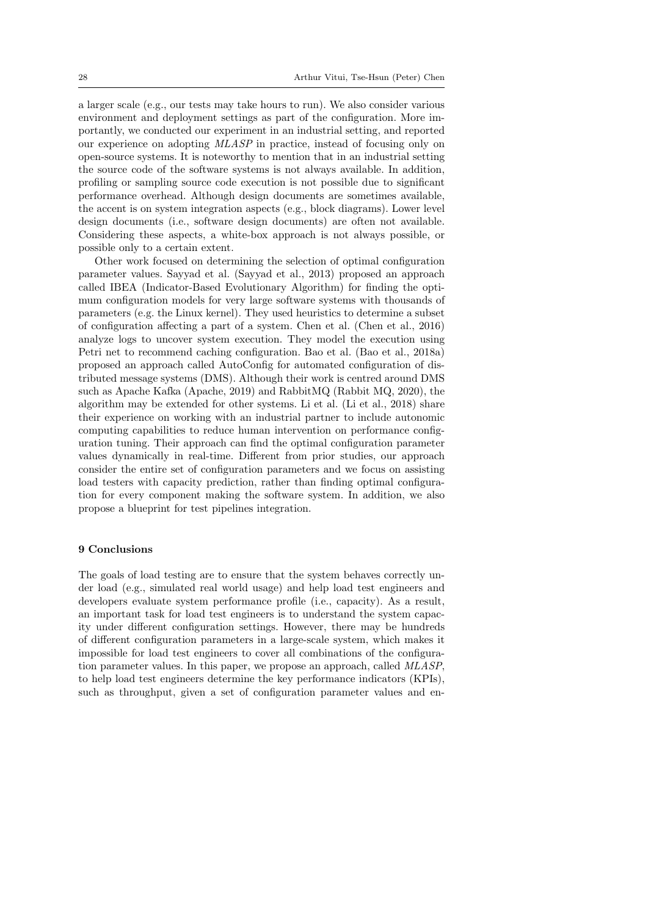a larger scale (e.g., our tests may take hours to run). We also consider various environment and deployment settings as part of the configuration. More importantly, we conducted our experiment in an industrial setting, and reported our experience on adopting *MLASP* in practice, instead of focusing only on open-source systems. It is noteworthy to mention that in an industrial setting the source code of the software systems is not always available. In addition, profiling or sampling source code execution is not possible due to significant performance overhead. Although design documents are sometimes available, the accent is on system integration aspects (e.g., block diagrams). Lower level design documents (i.e., software design documents) are often not available. Considering these aspects, a white-box approach is not always possible, or possible only to a certain extent.

Other work focused on determining the selection of optimal configuration parameter values. Sayyad et al. (Sayyad et al., 2013) proposed an approach called IBEA (Indicator-Based Evolutionary Algorithm) for finding the optimum configuration models for very large software systems with thousands of parameters (e.g. the Linux kernel). They used heuristics to determine a subset of configuration affecting a part of a system. Chen et al. (Chen et al., 2016) analyze logs to uncover system execution. They model the execution using Petri net to recommend caching configuration. Bao et al. (Bao et al., 2018a) proposed an approach called AutoConfig for automated configuration of distributed message systems (DMS). Although their work is centred around DMS such as Apache Kafka (Apache, 2019) and RabbitMQ (Rabbit MQ, 2020), the algorithm may be extended for other systems. Li et al. (Li et al., 2018) share their experience on working with an industrial partner to include autonomic computing capabilities to reduce human intervention on performance configuration tuning. Their approach can find the optimal configuration parameter values dynamically in real-time. Different from prior studies, our approach consider the entire set of configuration parameters and we focus on assisting load testers with capacity prediction, rather than finding optimal configuration for every component making the software system. In addition, we also propose a blueprint for test pipelines integration.

## 9 Conclusions

The goals of load testing are to ensure that the system behaves correctly under load (e.g., simulated real world usage) and help load test engineers and developers evaluate system performance profile (i.e., capacity). As a result, an important task for load test engineers is to understand the system capacity under different configuration settings. However, there may be hundreds of different configuration parameters in a large-scale system, which makes it impossible for load test engineers to cover all combinations of the configuration parameter values. In this paper, we propose an approach, called *MLASP*, to help load test engineers determine the key performance indicators (KPIs), such as throughput, given a set of configuration parameter values and en-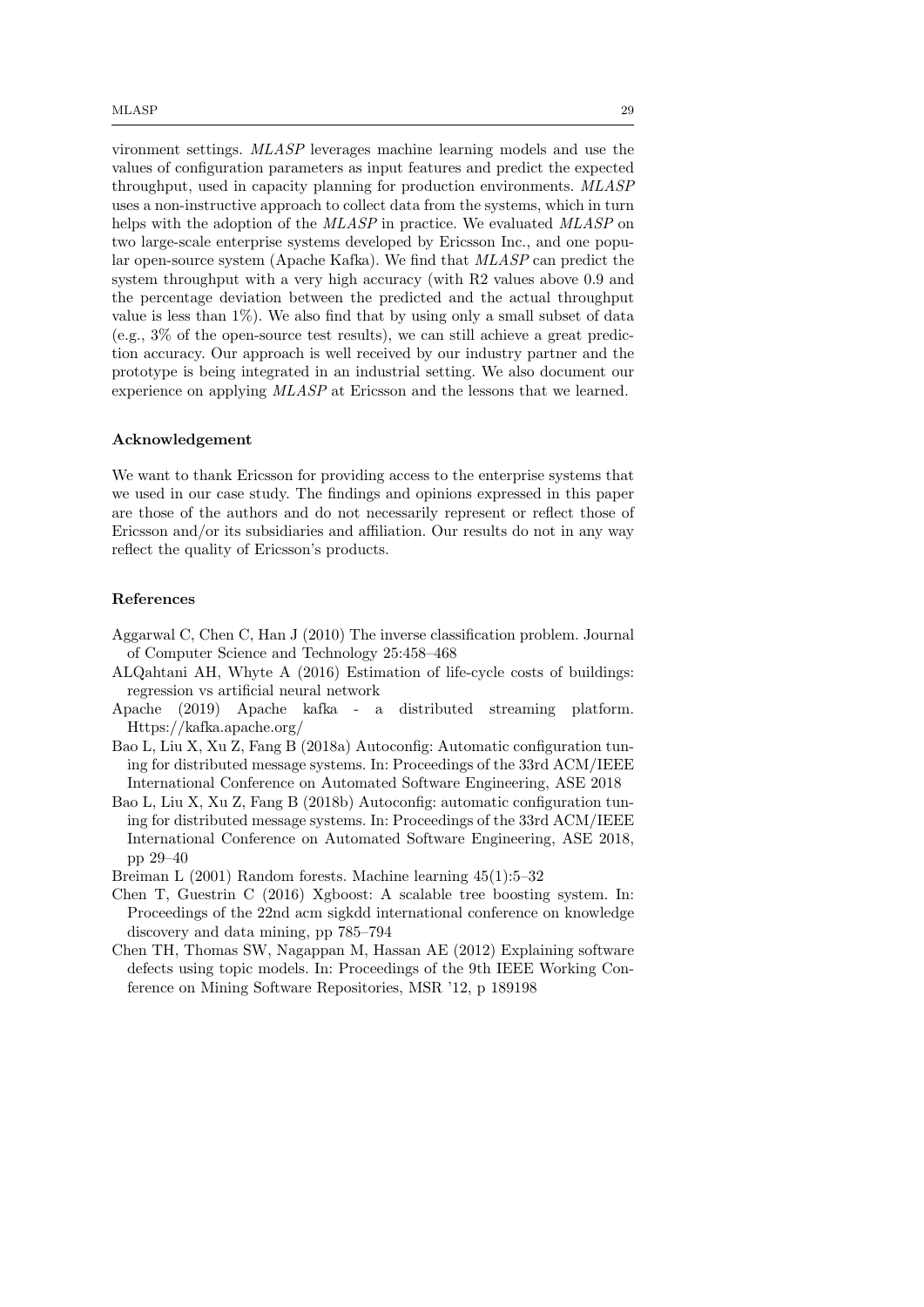vironment settings. *MLASP* leverages machine learning models and use the values of configuration parameters as input features and predict the expected throughput, used in capacity planning for production environments. *MLASP* uses a non-instructive approach to collect data from the systems, which in turn helps with the adoption of the *MLASP* in practice. We evaluated *MLASP* on two large-scale enterprise systems developed by Ericsson Inc., and one popular open-source system (Apache Kafka). We find that *MLASP* can predict the system throughput with a very high accuracy (with R2 values above 0.9 and the percentage deviation between the predicted and the actual throughput value is less than 1%). We also find that by using only a small subset of data (e.g., 3% of the open-source test results), we can still achieve a great prediction accuracy. Our approach is well received by our industry partner and the prototype is being integrated in an industrial setting. We also document our experience on applying *MLASP* at Ericsson and the lessons that we learned.

## Acknowledgement

We want to thank Ericsson for providing access to the enterprise systems that we used in our case study. The findings and opinions expressed in this paper are those of the authors and do not necessarily represent or reflect those of Ericsson and/or its subsidiaries and affiliation. Our results do not in any way reflect the quality of Ericsson's products.

## References

Aggarwal C, Chen C, Han J (2010) The inverse classification problem. Journal of Computer Science and Technology 25:458–468

ALQahtani AH, Whyte A (2016) Estimation of life-cycle costs of buildings: regression vs artificial neural network

Apache (2019) Apache kafka - a distributed streaming platform. Https://kafka.apache.org/

Bao L, Liu X, Xu Z, Fang B (2018a) Autoconfig: Automatic configuration tuning for distributed message systems. In: Proceedings of the 33rd ACM/IEEE International Conference on Automated Software Engineering, ASE 2018

Bao L, Liu X, Xu Z, Fang B (2018b) Autoconfig: automatic configuration tuning for distributed message systems. In: Proceedings of the 33rd ACM/IEEE International Conference on Automated Software Engineering, ASE 2018, pp 29–40

Breiman L (2001) Random forests. Machine learning 45(1):5–32

Chen T, Guestrin C (2016) Xgboost: A scalable tree boosting system. In: Proceedings of the 22nd acm sigkdd international conference on knowledge discovery and data mining, pp 785–794

Chen TH, Thomas SW, Nagappan M, Hassan AE (2012) Explaining software defects using topic models. In: Proceedings of the 9th IEEE Working Conference on Mining Software Repositories, MSR '12, p 189198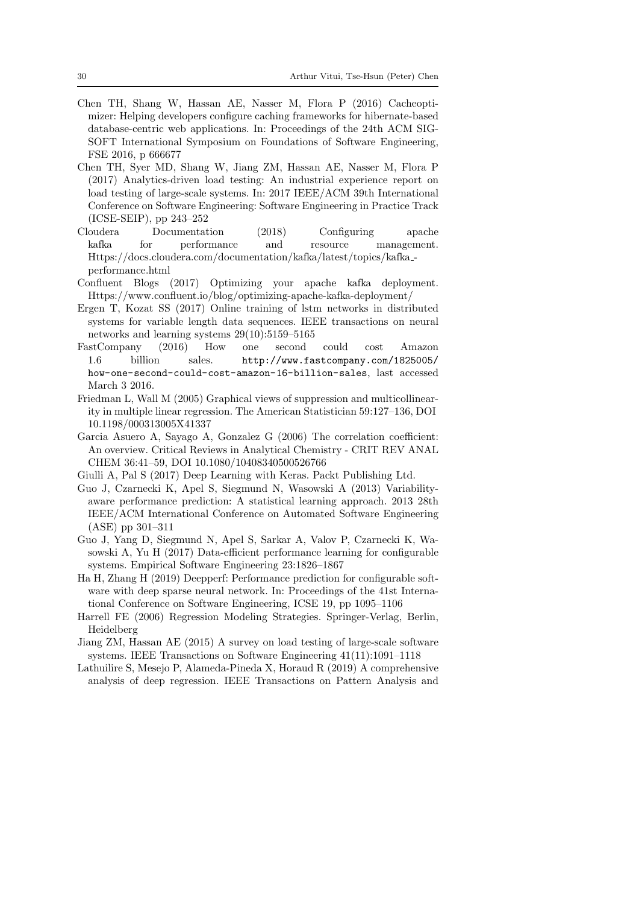Chen TH, Shang W, Hassan AE, Nasser M, Flora P (2016) Cacheoptimizer: Helping developers configure caching frameworks for hibernate-based database-centric web applications. In: Proceedings of the 24th ACM SIGSOFT International Symposium on Foundations of Software Engineering, FSE 2016, p 666677

Chen TH, Syer MD, Shang W, Jiang ZM, Hassan AE, Nasser M, Flora P (2017) Analytics-driven load testing: An industrial experience report on load testing of large-scale systems. In: 2017 IEEE/ACM 39th International Conference on Software Engineering: Software Engineering in Practice Track (ICSE-SEIP), pp 243–252

Cloudera Documentation (2018) Configuring apache kafka for performance and resource management. Https://docs.cloudera.com/documentation/kafka/latest/topics/kafka_performance.html

Confluent Blogs (2017) Optimizing your apache kafka deployment. Https://www.confluent.io/blog/optimizing-apache-kafka-deployment/

Ergen T, Kozat SS (2017) Online training of lstm networks in distributed systems for variable length data sequences. IEEE transactions on neural networks and learning systems 29(10):5159–5165

FastCompany (2016) How one second could cost Amazon 1.6 billion sales. `http://www.fastcompany.com/1825005/how-one-second-could-cost-amazon-16-billion-sales`, last accessed March 3 2016.

Friedman L, Wall M (2005) Graphical views of suppression and multicollinearity in multiple linear regression. The American Statistician 59:127–136, DOI 10.1198/000313005X41337

Garcia Asuero A, Sayago A, Gonzalez G (2006) The correlation coefficient: An overview. Critical Reviews in Analytical Chemistry - CRIT REV ANAL CHEM 36:41–59, DOI 10.1080/10408340500526766

Giulli A, Pal S (2017) Deep Learning with Keras. Packt Publishing Ltd.

Guo J, Czarnecki K, Apel S, Siegmund N, Wasowski A (2013) Variability-aware performance prediction: A statistical learning approach. 2013 28th IEEE/ACM International Conference on Automated Software Engineering (ASE) pp 301–311

Guo J, Yang D, Siegmund N, Apel S, Sarkar A, Valov P, Czarnecki K, Wasowski A, Yu H (2017) Data-efficient performance learning for configurable systems. Empirical Software Engineering 23:1826–1867

Ha H, Zhang H (2019) Deepperf: Performance prediction for configurable software with deep sparse neural network. In: Proceedings of the 41st International Conference on Software Engineering, ICSE 19, pp 1095–1106

Harrell FE (2006) Regression Modeling Strategies. Springer-Verlag, Berlin, Heidelberg

Jiang ZM, Hassan AE (2015) A survey on load testing of large-scale software systems. IEEE Transactions on Software Engineering 41(11):1091–1118

Lathuilire S, Mesejo P, Alameda-Pineda X, Horaud R (2019) A comprehensive analysis of deep regression. IEEE Transactions on Pattern Analysis and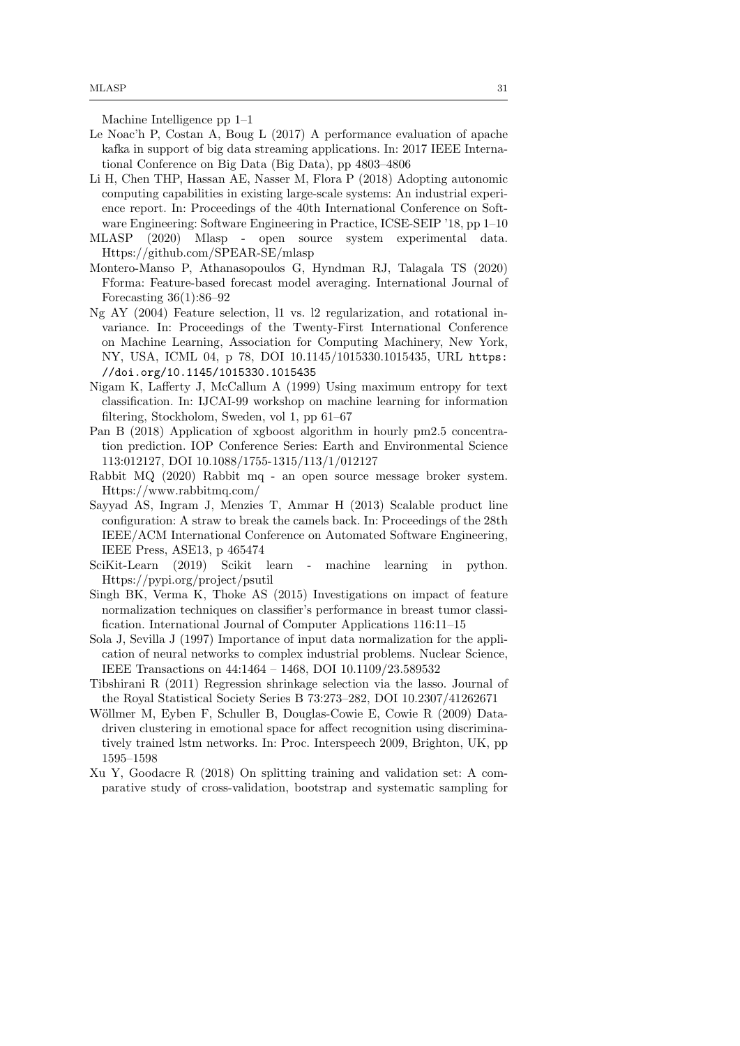Machine Intelligence pp 1–1

Le Noac'h P, Costan A, Boug L (2017) A performance evaluation of apache kafka in support of big data streaming applications. In: 2017 IEEE International Conference on Big Data (Big Data), pp 4803–4806

Li H, Chen THP, Hassan AE, Nasser M, Flora P (2018) Adopting autonomic computing capabilities in existing large-scale systems: An industrial experience report. In: Proceedings of the 40th International Conference on Software Engineering: Software Engineering in Practice, ICSE-SEIP '18, pp 1–10

MLASP (2020) Mlasp - open source system experimental data. Https://github.com/SPEAR-SE/mlasp

Montero-Manso P, Athanasopoulos G, Hyndman RJ, Talagala TS (2020) Fforma: Feature-based forecast model averaging. International Journal of Forecasting 36(1):86–92

Ng AY (2004) Feature selection, l1 vs. l2 regularization, and rotational invariance. In: Proceedings of the Twenty-First International Conference on Machine Learning, Association for Computing Machinery, New York, NY, USA, ICML 04, p 78, DOI 10.1145/1015330.1015435, URL `https://doi.org/10.1145/1015330.1015435`

Nigam K, Lafferty J, McCallum A (1999) Using maximum entropy for text classification. In: IJCAI-99 workshop on machine learning for information filtering, Stockholom, Sweden, vol 1, pp 61–67

Pan B (2018) Application of xgboost algorithm in hourly pm2.5 concentration prediction. IOP Conference Series: Earth and Environmental Science 113:012127, DOI 10.1088/1755-1315/113/1/012127

Rabbit MQ (2020) Rabbit mq - an open source message broker system. Https://www.rabbitmq.com/

Sayyad AS, Ingram J, Menzies T, Ammar H (2013) Scalable product line configuration: A straw to break the camels back. In: Proceedings of the 28th IEEE/ACM International Conference on Automated Software Engineering, IEEE Press, ASE13, p 465474

SciKit-Learn (2019) Scikit learn - machine learning in python. Https://pypi.org/project/psutil

Singh BK, Verma K, Thoke AS (2015) Investigations on impact of feature normalization techniques on classifier's performance in breast tumor classification. International Journal of Computer Applications 116:11–15

Sola J, Sevilla J (1997) Importance of input data normalization for the application of neural networks to complex industrial problems. Nuclear Science, IEEE Transactions on 44:1464 – 1468, DOI 10.1109/23.589532

Tibshirani R (2011) Regression shrinkage selection via the lasso. Journal of the Royal Statistical Society Series B 73:273–282, DOI 10.2307/41262671

Wöllmer M, Eyben F, Schuller B, Douglas-Cowie E, Cowie R (2009) Data-driven clustering in emotional space for affect recognition using discriminatively trained lstm networks. In: Proc. Interspeech 2009, Brighton, UK, pp 1595–1598

Xu Y, Goodacre R (2018) On splitting training and validation set: A comparative study of cross-validation, bootstrap and systematic sampling for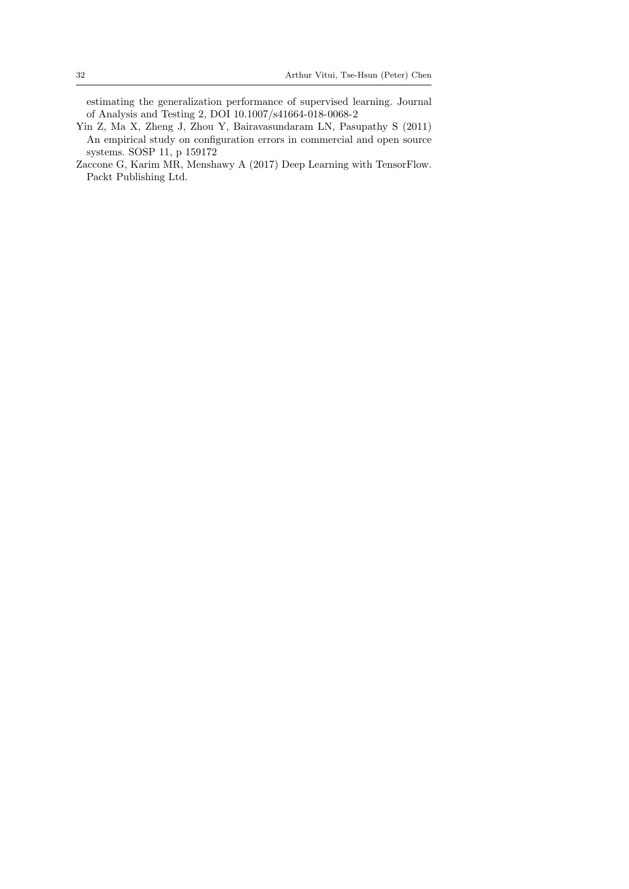estimating the generalization performance of supervised learning. Journal of Analysis and Testing 2, DOI 10.1007/s41664-018-0068-2

Yin Z, Ma X, Zheng J, Zhou Y, Bairavasundaram LN, Pasupathy S (2011) An empirical study on configuration errors in commercial and open source systems. SOSP 11, p 159172

Zaccone G, Karim MR, Menshawy A (2017) Deep Learning with TensorFlow. Packt Publishing Ltd.